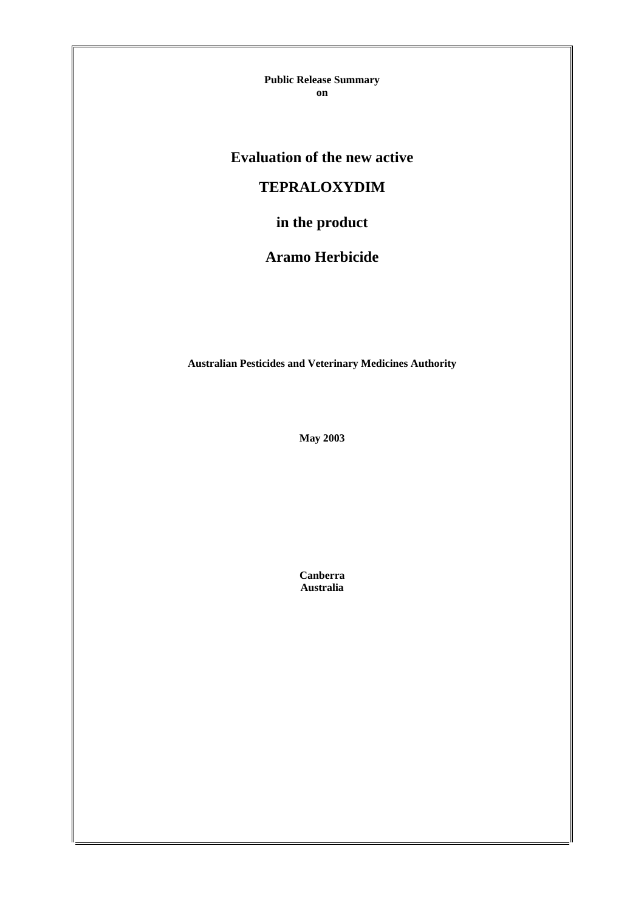**Public Release Summary**
**on**

# Evaluation of the new active

# TEPRALOXYDIM

# in the product

# Aramo Herbicide

**Australian Pesticides and Veterinary Medicines Authority**

**May 2003**

**Canberra**
**Australia**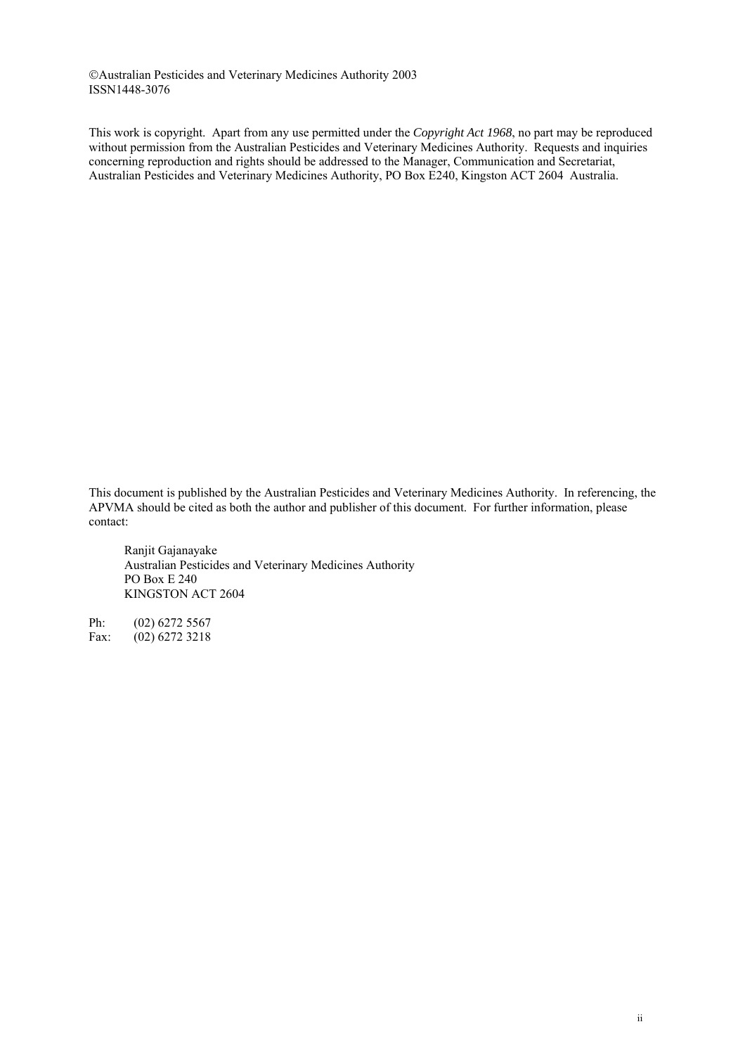©Australian Pesticides and Veterinary Medicines Authority 2003
ISSN1448-3076

This work is copyright. Apart from any use permitted under the *Copyright Act 1968*, no part may be reproduced without permission from the Australian Pesticides and Veterinary Medicines Authority. Requests and inquiries concerning reproduction and rights should be addressed to the Manager, Communication and Secretariat, Australian Pesticides and Veterinary Medicines Authority, PO Box E240, Kingston ACT 2604 Australia.

This document is published by the Australian Pesticides and Veterinary Medicines Authority. In referencing, the APVMA should be cited as both the author and publisher of this document. For further information, please contact:

Ranjit Gajanayake
Australian Pesticides and Veterinary Medicines Authority
PO Box E 240
KINGSTON ACT 2604

Ph: (02) 6272 5567
Fax: (02) 6272 3218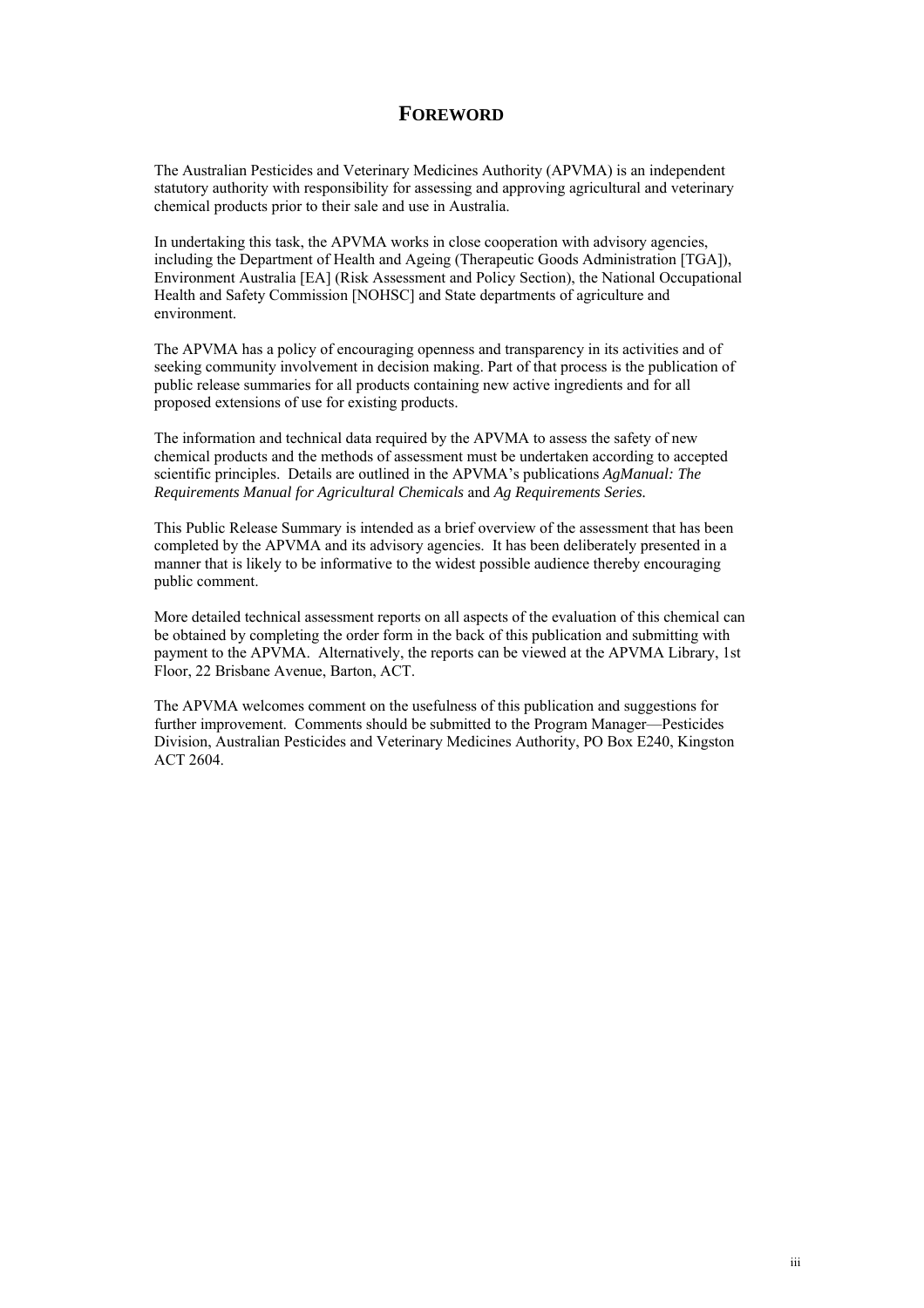# FOREWORD

The Australian Pesticides and Veterinary Medicines Authority (APVMA) is an independent statutory authority with responsibility for assessing and approving agricultural and veterinary chemical products prior to their sale and use in Australia.

In undertaking this task, the APVMA works in close cooperation with advisory agencies, including the Department of Health and Ageing (Therapeutic Goods Administration [TGA]), Environment Australia [EA] (Risk Assessment and Policy Section), the National Occupational Health and Safety Commission [NOHSC] and State departments of agriculture and environment.

The APVMA has a policy of encouraging openness and transparency in its activities and of seeking community involvement in decision making. Part of that process is the publication of public release summaries for all products containing new active ingredients and for all proposed extensions of use for existing products.

The information and technical data required by the APVMA to assess the safety of new chemical products and the methods of assessment must be undertaken according to accepted scientific principles. Details are outlined in the APVMA's publications *AgManual: The Requirements Manual for Agricultural Chemicals* and *Ag Requirements Series.*

This Public Release Summary is intended as a brief overview of the assessment that has been completed by the APVMA and its advisory agencies. It has been deliberately presented in a manner that is likely to be informative to the widest possible audience thereby encouraging public comment.

More detailed technical assessment reports on all aspects of the evaluation of this chemical can be obtained by completing the order form in the back of this publication and submitting with payment to the APVMA. Alternatively, the reports can be viewed at the APVMA Library, 1st Floor, 22 Brisbane Avenue, Barton, ACT.

The APVMA welcomes comment on the usefulness of this publication and suggestions for further improvement. Comments should be submitted to the Program Manager—Pesticides Division, Australian Pesticides and Veterinary Medicines Authority, PO Box E240, Kingston ACT 2604.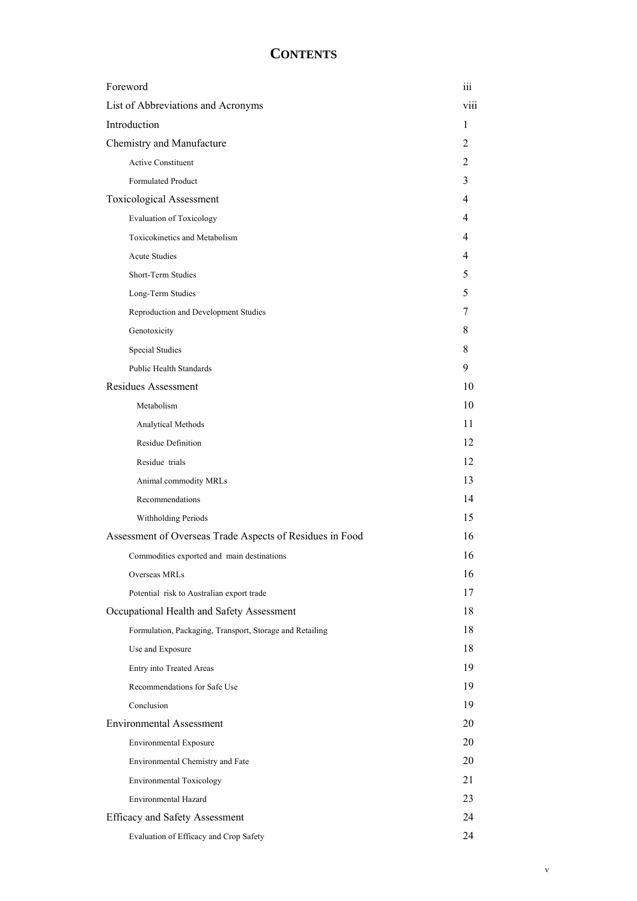# CONTENTS

| | |
|---|---|
| Foreword | iii |
| List of Abbreviations and Acronyms | viii |
| Introduction | 1 |
| Chemistry and Manufacture | 2 |
| Active Constituent | 2 |
| Formulated Product | 3 |
| Toxicological Assessment | 4 |
| Evaluation of Toxicology | 4 |
| Toxicokinetics and Metabolism | 4 |
| Acute Studies | 4 |
| Short-Term Studies | 5 |
| Long-Term Studies | 5 |
| Reproduction and Development Studies | 7 |
| Genotoxicity | 8 |
| Special Studies | 8 |
| Public Health Standards | 9 |
| Residues Assessment | 10 |
| Metabolism | 10 |
| Analytical Methods | 11 |
| Residue Definition | 12 |
| Residue trials | 12 |
| Animal commodity MRLs | 13 |
| Recommendations | 14 |
| Withholding Periods | 15 |
| Assessment of Overseas Trade Aspects of Residues in Food | 16 |
| Commodities exported and main destinations | 16 |
| Overseas MRLs | 16 |
| Potential risk to Australian export trade | 17 |
| Occupational Health and Safety Assessment | 18 |
| Formulation, Packaging, Transport, Storage and Retailing | 18 |
| Use and Exposure | 18 |
| Entry into Treated Areas | 19 |
| Recommendations for Safe Use | 19 |
| Conclusion | 19 |
| Environmental Assessment | 20 |
| Environmental Exposure | 20 |
| Environmental Chemistry and Fate | 20 |
| Environmental Toxicology | 21 |
| Environmental Hazard | 23 |
| Efficacy and Safety Assessment | 24 |
| Evaluation of Efficacy and Crop Safety | 24 |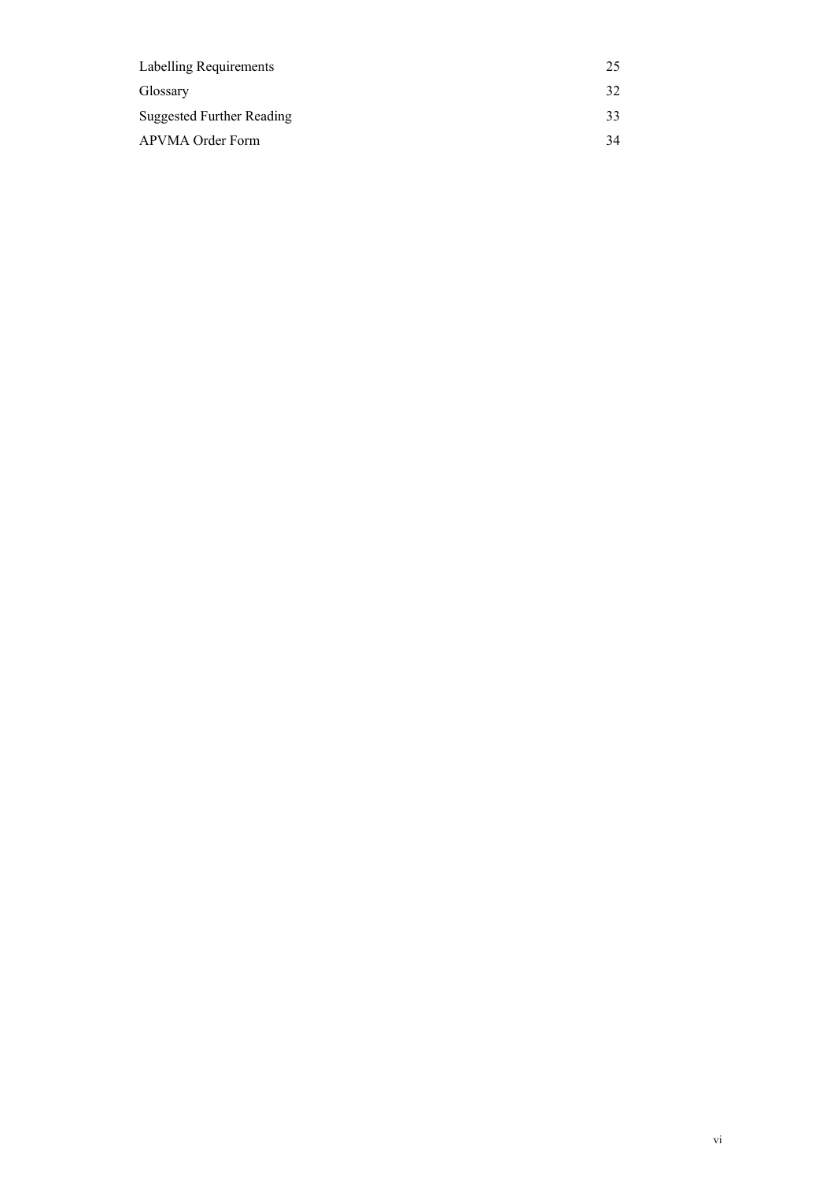| | |
|---|---|
| Labelling Requirements | 25 |
| Glossary | 32 |
| Suggested Further Reading | 33 |
| APVMA Order Form | 34 |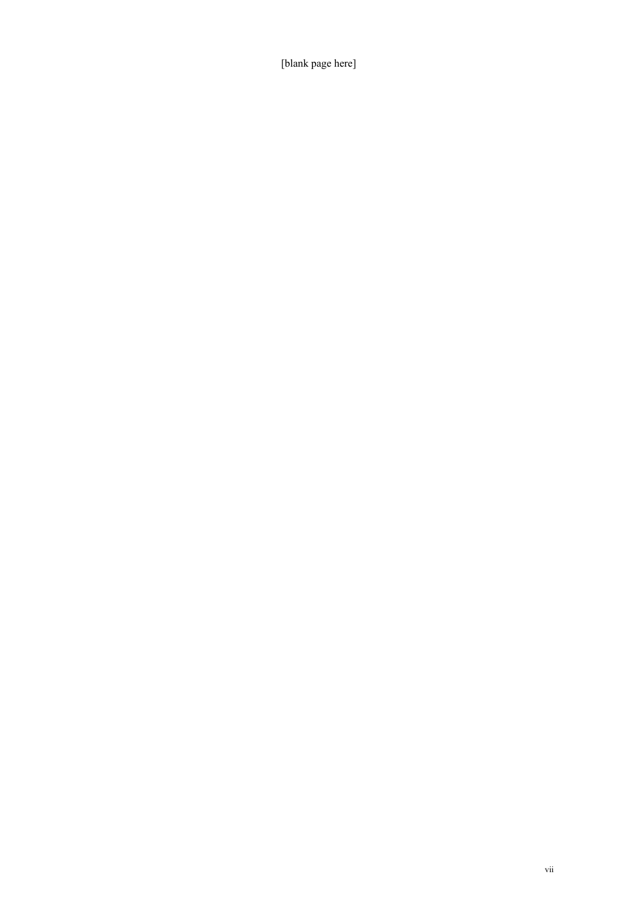[blank page here]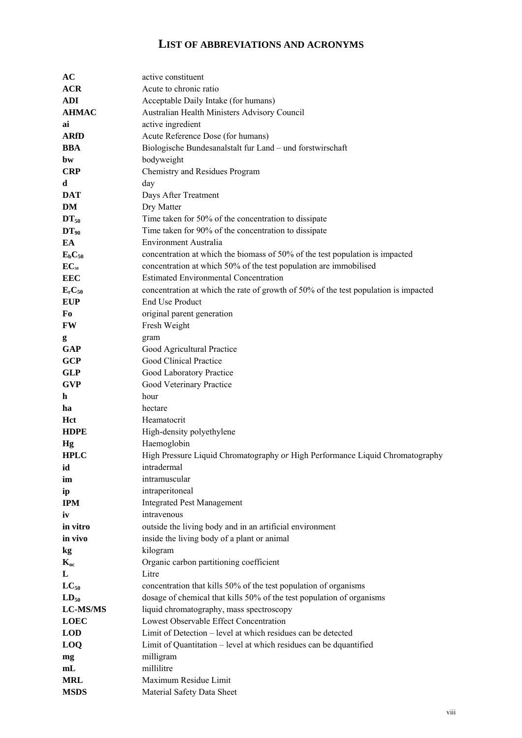# LIST OF ABBREVIATIONS AND ACRONYMS

| | |
|---|---|
| **AC** | active constituent |
| **ACR** | Acute to chronic ratio |
| **ADI** | Acceptable Daily Intake (for humans) |
| **AHMAC** | Australian Health Ministers Advisory Council |
| **ai** | active ingredient |
| **ARfD** | Acute Reference Dose (for humans) |
| **BBA** | Biologische Bundesanalstalt fur Land – und forstwirschaft |
| **bw** | bodyweight |
| **CRP** | Chemistry and Residues Program |
| **d** | day |
| **DAT** | Days After Treatment |
| **DM** | Dry Matter |
| **$DT_{50}$** | Time taken for 50% of the concentration to dissipate |
| **$DT_{90}$** | Time taken for 90% of the concentration to dissipate |
| **EA** | Environment Australia |
| **$E_bC_{50}$** | concentration at which the biomass of 50% of the test population is impacted |
| **$EC_{50}$** | concentration at which 50% of the test population are immobilised |
| **EEC** | Estimated Environmental Concentration |
| **$E_rC_{50}$** | concentration at which the rate of growth of 50% of the test population is impacted |
| **EUP** | End Use Product |
| **Fo** | original parent generation |
| **FW** | Fresh Weight |
| **g** | gram |
| **GAP** | Good Agricultural Practice |
| **GCP** | Good Clinical Practice |
| **GLP** | Good Laboratory Practice |
| **GVP** | Good Veterinary Practice |
| **h** | hour |
| **ha** | hectare |
| **Hct** | Heamatocrit |
| **HDPE** | High-density polyethylene |
| **Hg** | Haemoglobin |
| **HPLC** | High Pressure Liquid Chromatography *or* High Performance Liquid Chromatography |
| **id** | intradermal |
| **im** | intramuscular |
| **ip** | intraperitoneal |
| **IPM** | Integrated Pest Management |
| **iv** | intravenous |
| **in vitro** | outside the living body and in an artificial environment |
| **in vivo** | inside the living body of a plant or animal |
| **kg** | kilogram |
| **$K_{oc}$** | Organic carbon partitioning coefficient |
| **L** | Litre |
| **$LC_{50}$** | concentration that kills 50% of the test population of organisms |
| **$LD_{50}$** | dosage of chemical that kills 50% of the test population of organisms |
| **LC-MS/MS** | liquid chromatography, mass spectroscopy |
| **LOEC** | Lowest Observable Effect Concentration |
| **LOD** | Limit of Detection – level at which residues can be detected |
| **LOQ** | Limit of Quantitation – level at which residues can be dquantified |
| **mg** | milligram |
| **mL** | millilitre |
| **MRL** | Maximum Residue Limit |
| **MSDS** | Material Safety Data Sheet |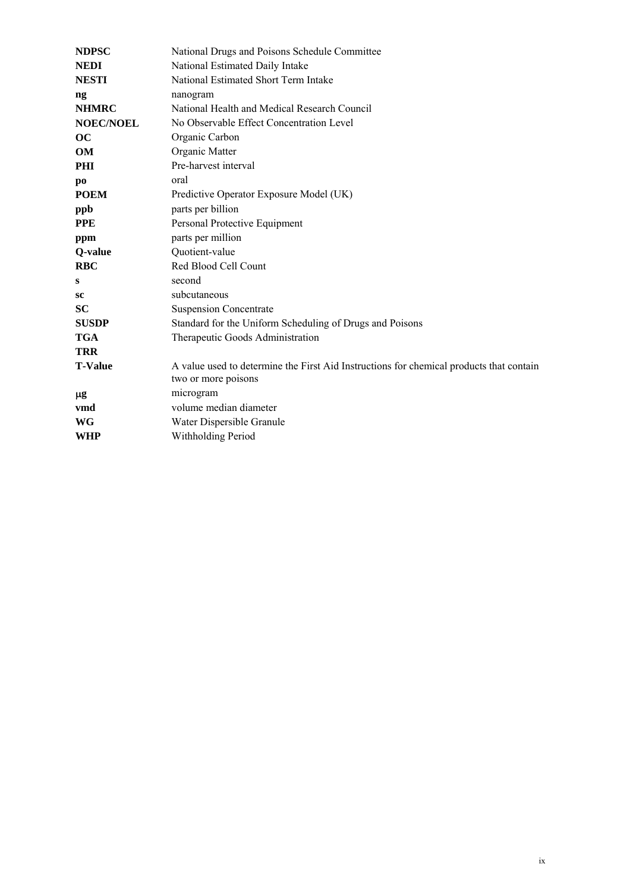| | |
|---|---|
| **NDPSC** | National Drugs and Poisons Schedule Committee |
| **NEDI** | National Estimated Daily Intake |
| **NESTI** | National Estimated Short Term Intake |
| **ng** | nanogram |
| **NHMRC** | National Health and Medical Research Council |
| **NOEC/NOEL** | No Observable Effect Concentration Level |
| **OC** | Organic Carbon |
| **OM** | Organic Matter |
| **PHI** | Pre-harvest interval |
| **po** | oral |
| **POEM** | Predictive Operator Exposure Model (UK) |
| **ppb** | parts per billion |
| **PPE** | Personal Protective Equipment |
| **ppm** | parts per million |
| **Q-value** | Quotient-value |
| **RBC** | Red Blood Cell Count |
| **s** | second |
| **sc** | subcutaneous |
| **SC** | Suspension Concentrate |
| **SUSDP** | Standard for the Uniform Scheduling of Drugs and Poisons |
| **TGA** | Therapeutic Goods Administration |
| **TRR** | |
| **T-Value** | A value used to determine the First Aid Instructions for chemical products that contain two or more poisons |
| **μg** | microgram |
| **vmd** | volume median diameter |
| **WG** | Water Dispersible Granule |
| **WHP** | Withholding Period |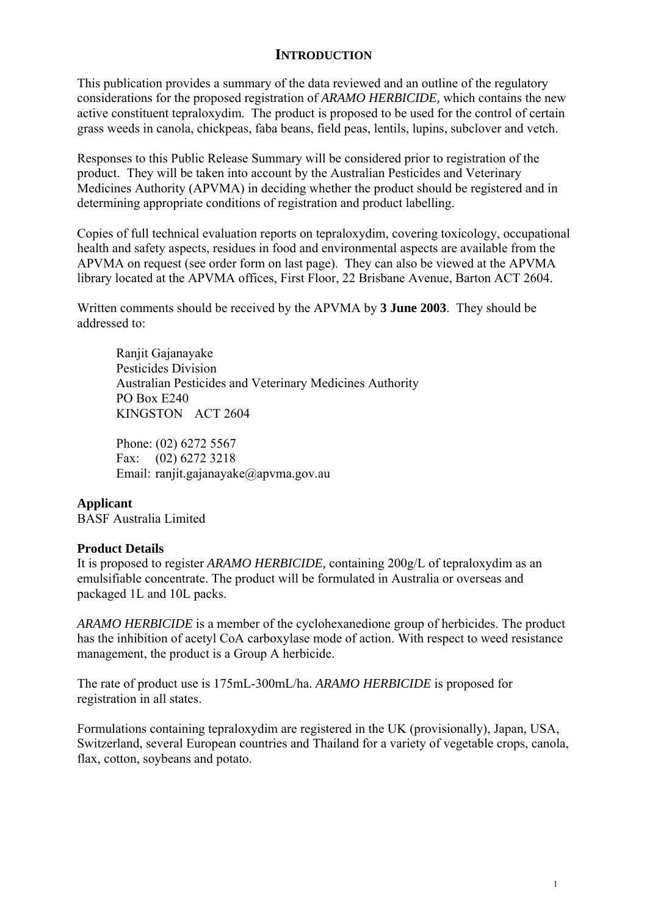# INTRODUCTION

This publication provides a summary of the data reviewed and an outline of the regulatory considerations for the proposed registration of *ARAMO HERBICIDE,* which contains the new active constituent tepraloxydim. The product is proposed to be used for the control of certain grass weeds in canola, chickpeas, faba beans, field peas, lentils, lupins, subclover and vetch.

Responses to this Public Release Summary will be considered prior to registration of the product. They will be taken into account by the Australian Pesticides and Veterinary Medicines Authority (APVMA) in deciding whether the product should be registered and in determining appropriate conditions of registration and product labelling.

Copies of full technical evaluation reports on tepraloxydim, covering toxicology, occupational health and safety aspects, residues in food and environmental aspects are available from the APVMA on request (see order form on last page). They can also be viewed at the APVMA library located at the APVMA offices, First Floor, 22 Brisbane Avenue, Barton ACT 2604.

Written comments should be received by the APVMA by **3 June 2003**. They should be addressed to:

Ranjit Gajanayake
Pesticides Division
Australian Pesticides and Veterinary Medicines Authority
PO Box E240
KINGSTON ACT 2604

Phone: (02) 6272 5567
Fax: (02) 6272 3218
Email: ranjit.gajanayake@apvma.gov.au

**Applicant**
BASF Australia Limited

**Product Details**
It is proposed to register *ARAMO HERBICIDE,* containing 200g/L of tepraloxydim as an emulsifiable concentrate. The product will be formulated in Australia or overseas and packaged 1L and 10L packs.

*ARAMO HERBICIDE* is a member of the cyclohexanedione group of herbicides. The product has the inhibition of acetyl CoA carboxylase mode of action. With respect to weed resistance management, the product is a Group A herbicide.

The rate of product use is 175mL-300mL/ha. *ARAMO HERBICIDE* is proposed for registration in all states.

Formulations containing tepraloxydim are registered in the UK (provisionally), Japan, USA, Switzerland, several European countries and Thailand for a variety of vegetable crops, canola, flax, cotton, soybeans and potato.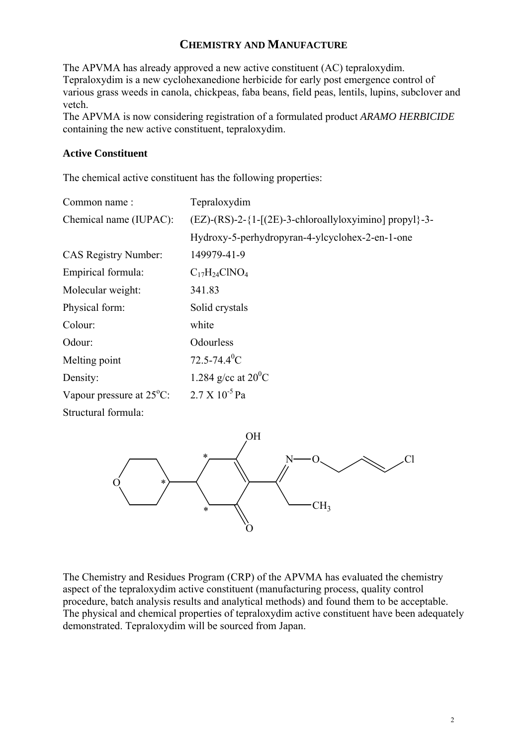## CHEMISTRY AND MANUFACTURE

The APVMA has already approved a new active constituent (AC) tepraloxydim. Tepraloxydim is a new cyclohexanedione herbicide for early post emergence control of various grass weeds in canola, chickpeas, faba beans, field peas, lentils, lupins, subclover and vetch.

The APVMA is now considering registration of a formulated product *ARAMO HERBICIDE* containing the new active constituent, tepraloxydim.

### Active Constituent

The chemical active constituent has the following properties:

| | |
|---|---|
| Common name : | Tepraloxydim |
| Chemical name (IUPAC): | (EZ)-(RS)-2-{1-[(2E)-3-chloroallyloxyimino] propyl}-3-Hydroxy-5-perhydropyran-4-ylcyclohex-2-en-1-one |
| CAS Registry Number: | 149979-41-9 |
| Empirical formula: | $C_{17}H_{24}ClNO_4$ |
| Molecular weight: | 341.83 |
| Physical form: | Solid crystals |
| Colour: | white |
| Odour: | Odourless |
| Melting point | 72.5-74.4$^0$C |
| Density: | 1.284 g/cc at 20$^0$C |
| Vapour pressure at 25$^o$C: | 2.7 X $10^{-5}$ Pa |
| Structural formula: | |

The Chemistry and Residues Program (CRP) of the APVMA has evaluated the chemistry aspect of the tepraloxydim active constituent (manufacturing process, quality control procedure, batch analysis results and analytical methods) and found them to be acceptable. The physical and chemical properties of tepraloxydim active constituent have been adequately demonstrated. Tepraloxydim will be sourced from Japan.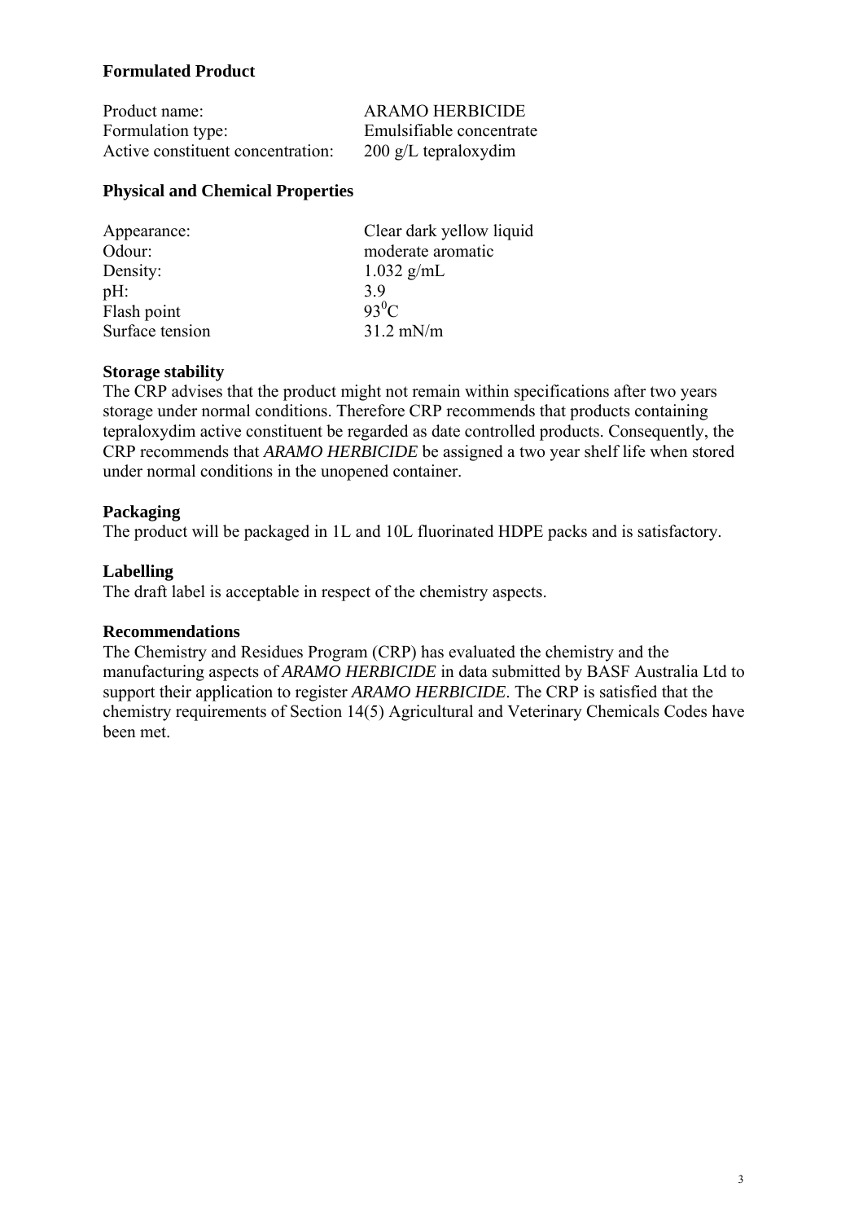**Formulated Product**

| | |
|---|---|
| Product name: | ARAMO HERBICIDE |
| Formulation type: | Emulsifiable concentrate |
| Active constituent concentration: | 200 g/L tepraloxydim |

**Physical and Chemical Properties**

| | |
|---|---|
| Appearance: | Clear dark yellow liquid |
| Odour: | moderate aromatic |
| Density: | 1.032 g/mL |
| pH: | 3.9 |
| Flash point | $93^0$C |
| Surface tension | 31.2 mN/m |

**Storage stability**

The CRP advises that the product might not remain within specifications after two years storage under normal conditions. Therefore CRP recommends that products containing tepraloxydim active constituent be regarded as date controlled products. Consequently, the CRP recommends that *ARAMO HERBICIDE* be assigned a two year shelf life when stored under normal conditions in the unopened container.

**Packaging**

The product will be packaged in 1L and 10L fluorinated HDPE packs and is satisfactory.

**Labelling**

The draft label is acceptable in respect of the chemistry aspects.

**Recommendations**

The Chemistry and Residues Program (CRP) has evaluated the chemistry and the manufacturing aspects of *ARAMO HERBICIDE* in data submitted by BASF Australia Ltd to support their application to register *ARAMO HERBICIDE*. The CRP is satisfied that the chemistry requirements of Section 14(5) Agricultural and Veterinary Chemicals Codes have been met.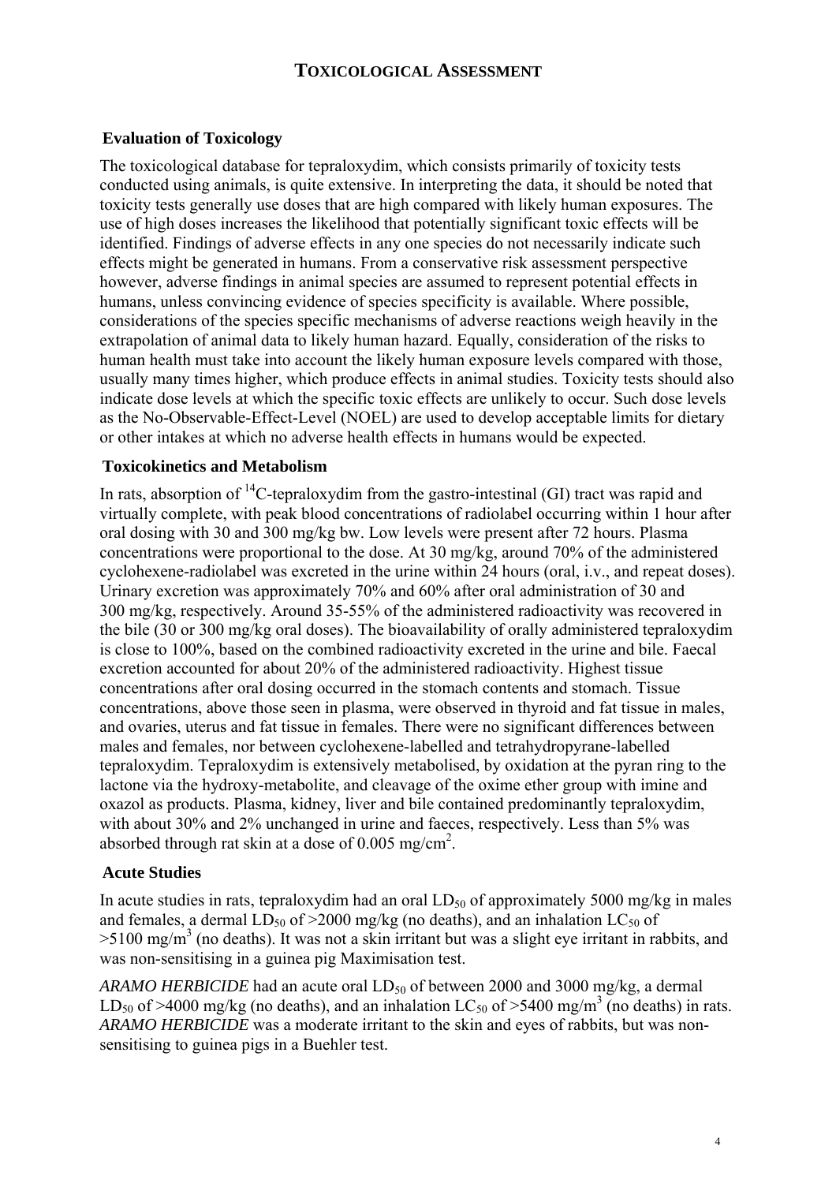# Toxicological Assessment

## Evaluation of Toxicology

The toxicological database for tepraloxydim, which consists primarily of toxicity tests conducted using animals, is quite extensive. In interpreting the data, it should be noted that toxicity tests generally use doses that are high compared with likely human exposures. The use of high doses increases the likelihood that potentially significant toxic effects will be identified. Findings of adverse effects in any one species do not necessarily indicate such effects might be generated in humans. From a conservative risk assessment perspective however, adverse findings in animal species are assumed to represent potential effects in humans, unless convincing evidence of species specificity is available. Where possible, considerations of the species specific mechanisms of adverse reactions weigh heavily in the extrapolation of animal data to likely human hazard. Equally, consideration of the risks to human health must take into account the likely human exposure levels compared with those, usually many times higher, which produce effects in animal studies. Toxicity tests should also indicate dose levels at which the specific toxic effects are unlikely to occur. Such dose levels as the No-Observable-Effect-Level (NOEL) are used to develop acceptable limits for dietary or other intakes at which no adverse health effects in humans would be expected.

## Toxicokinetics and Metabolism

In rats, absorption of $^{14}$C-tepraloxydim from the gastro-intestinal (GI) tract was rapid and virtually complete, with peak blood concentrations of radiolabel occurring within 1 hour after oral dosing with 30 and 300 mg/kg bw. Low levels were present after 72 hours. Plasma concentrations were proportional to the dose. At 30 mg/kg, around 70% of the administered cyclohexene-radiolabel was excreted in the urine within 24 hours (oral, i.v., and repeat doses). Urinary excretion was approximately 70% and 60% after oral administration of 30 and 300 mg/kg, respectively. Around 35-55% of the administered radioactivity was recovered in the bile (30 or 300 mg/kg oral doses). The bioavailability of orally administered tepraloxydim is close to 100%, based on the combined radioactivity excreted in the urine and bile. Faecal excretion accounted for about 20% of the administered radioactivity. Highest tissue concentrations after oral dosing occurred in the stomach contents and stomach. Tissue concentrations, above those seen in plasma, were observed in thyroid and fat tissue in males, and ovaries, uterus and fat tissue in females. There were no significant differences between males and females, nor between cyclohexene-labelled and tetrahydropyrane-labelled tepraloxydim. Tepraloxydim is extensively metabolised, by oxidation at the pyran ring to the lactone via the hydroxy-metabolite, and cleavage of the oxime ether group with imine and oxazol as products. Plasma, kidney, liver and bile contained predominantly tepraloxydim, with about 30% and 2% unchanged in urine and faeces, respectively. Less than 5% was absorbed through rat skin at a dose of 0.005 mg/cm$^2$.

## Acute Studies

In acute studies in rats, tepraloxydim had an oral $LD_{50}$ of approximately 5000 mg/kg in males and females, a dermal $LD_{50}$ of >2000 mg/kg (no deaths), and an inhalation $LC_{50}$ of >5100 mg/m$^3$ (no deaths). It was not a skin irritant but was a slight eye irritant in rabbits, and was non-sensitising in a guinea pig Maximisation test.

*ARAMO HERBICIDE* had an acute oral $LD_{50}$ of between 2000 and 3000 mg/kg, a dermal $LD_{50}$ of >4000 mg/kg (no deaths), and an inhalation $LC_{50}$ of >5400 mg/m$^3$ (no deaths) in rats. *ARAMO HERBICIDE* was a moderate irritant to the skin and eyes of rabbits, but was non-sensitising to guinea pigs in a Buehler test.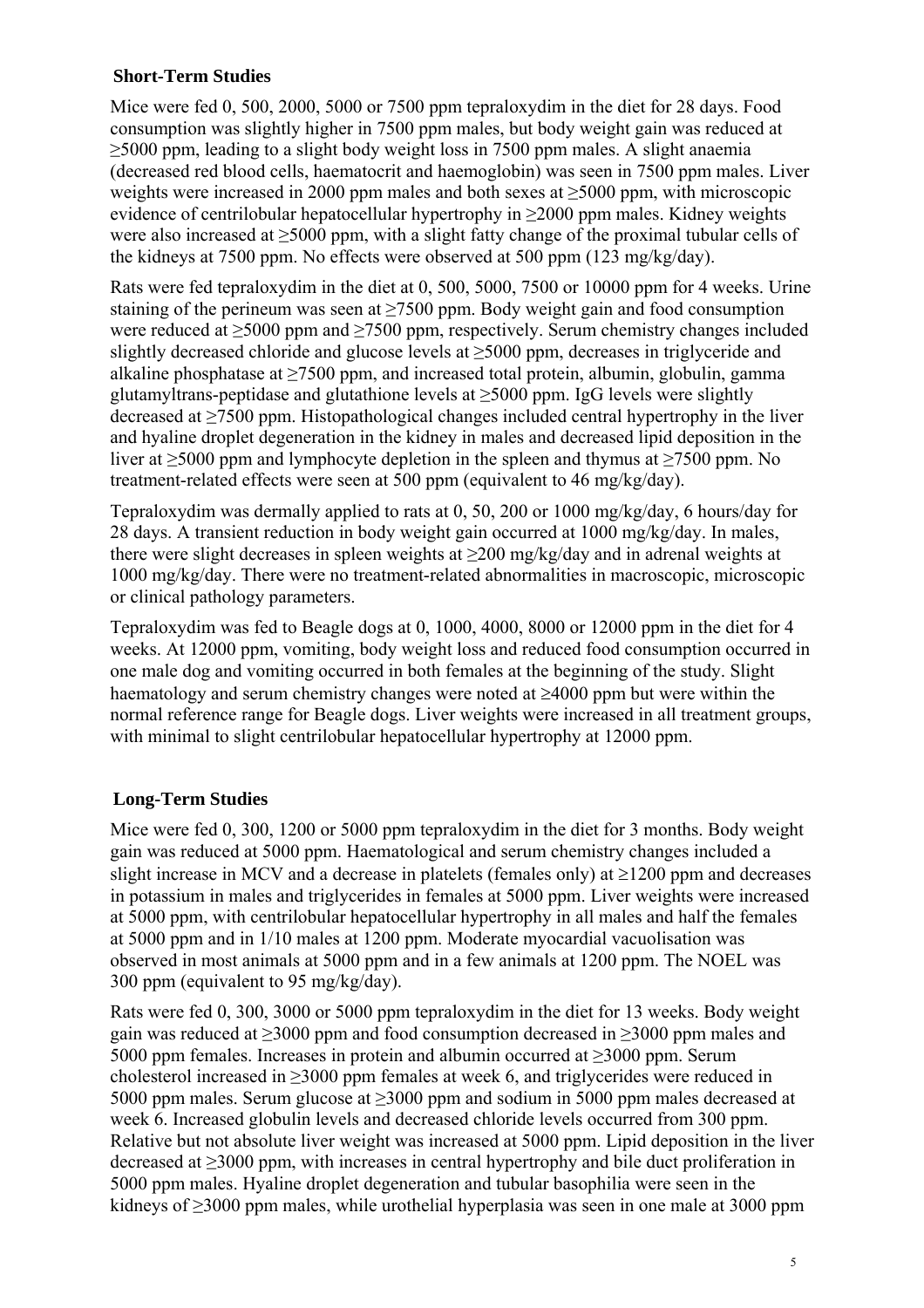## Short-Term Studies

Mice were fed 0, 500, 2000, 5000 or 7500 ppm tepraloxydim in the diet for 28 days. Food consumption was slightly higher in 7500 ppm males, but body weight gain was reduced at ≥5000 ppm, leading to a slight body weight loss in 7500 ppm males. A slight anaemia (decreased red blood cells, haematocrit and haemoglobin) was seen in 7500 ppm males. Liver weights were increased in 2000 ppm males and both sexes at ≥5000 ppm, with microscopic evidence of centrilobular hepatocellular hypertrophy in ≥2000 ppm males. Kidney weights were also increased at ≥5000 ppm, with a slight fatty change of the proximal tubular cells of the kidneys at 7500 ppm. No effects were observed at 500 ppm (123 mg/kg/day).

Rats were fed tepraloxydim in the diet at 0, 500, 5000, 7500 or 10000 ppm for 4 weeks. Urine staining of the perineum was seen at ≥7500 ppm. Body weight gain and food consumption were reduced at ≥5000 ppm and ≥7500 ppm, respectively. Serum chemistry changes included slightly decreased chloride and glucose levels at ≥5000 ppm, decreases in triglyceride and alkaline phosphatase at ≥7500 ppm, and increased total protein, albumin, globulin, gamma glutamyltrans-peptidase and glutathione levels at ≥5000 ppm. IgG levels were slightly decreased at ≥7500 ppm. Histopathological changes included central hypertrophy in the liver and hyaline droplet degeneration in the kidney in males and decreased lipid deposition in the liver at ≥5000 ppm and lymphocyte depletion in the spleen and thymus at ≥7500 ppm. No treatment-related effects were seen at 500 ppm (equivalent to 46 mg/kg/day).

Tepraloxydim was dermally applied to rats at 0, 50, 200 or 1000 mg/kg/day, 6 hours/day for 28 days. A transient reduction in body weight gain occurred at 1000 mg/kg/day. In males, there were slight decreases in spleen weights at ≥200 mg/kg/day and in adrenal weights at 1000 mg/kg/day. There were no treatment-related abnormalities in macroscopic, microscopic or clinical pathology parameters.

Tepraloxydim was fed to Beagle dogs at 0, 1000, 4000, 8000 or 12000 ppm in the diet for 4 weeks. At 12000 ppm, vomiting, body weight loss and reduced food consumption occurred in one male dog and vomiting occurred in both females at the beginning of the study. Slight haematology and serum chemistry changes were noted at ≥4000 ppm but were within the normal reference range for Beagle dogs. Liver weights were increased in all treatment groups, with minimal to slight centrilobular hepatocellular hypertrophy at 12000 ppm.

## Long-Term Studies

Mice were fed 0, 300, 1200 or 5000 ppm tepraloxydim in the diet for 3 months. Body weight gain was reduced at 5000 ppm. Haematological and serum chemistry changes included a slight increase in MCV and a decrease in platelets (females only) at ≥1200 ppm and decreases in potassium in males and triglycerides in females at 5000 ppm. Liver weights were increased at 5000 ppm, with centrilobular hepatocellular hypertrophy in all males and half the females at 5000 ppm and in 1/10 males at 1200 ppm. Moderate myocardial vacuolisation was observed in most animals at 5000 ppm and in a few animals at 1200 ppm. The NOEL was 300 ppm (equivalent to 95 mg/kg/day).

Rats were fed 0, 300, 3000 or 5000 ppm tepraloxydim in the diet for 13 weeks. Body weight gain was reduced at ≥3000 ppm and food consumption decreased in ≥3000 ppm males and 5000 ppm females. Increases in protein and albumin occurred at ≥3000 ppm. Serum cholesterol increased in ≥3000 ppm females at week 6, and triglycerides were reduced in 5000 ppm males. Serum glucose at ≥3000 ppm and sodium in 5000 ppm males decreased at week 6. Increased globulin levels and decreased chloride levels occurred from 300 ppm. Relative but not absolute liver weight was increased at 5000 ppm. Lipid deposition in the liver decreased at ≥3000 ppm, with increases in central hypertrophy and bile duct proliferation in 5000 ppm males. Hyaline droplet degeneration and tubular basophilia were seen in the kidneys of ≥3000 ppm males, while urothelial hyperplasia was seen in one male at 3000 ppm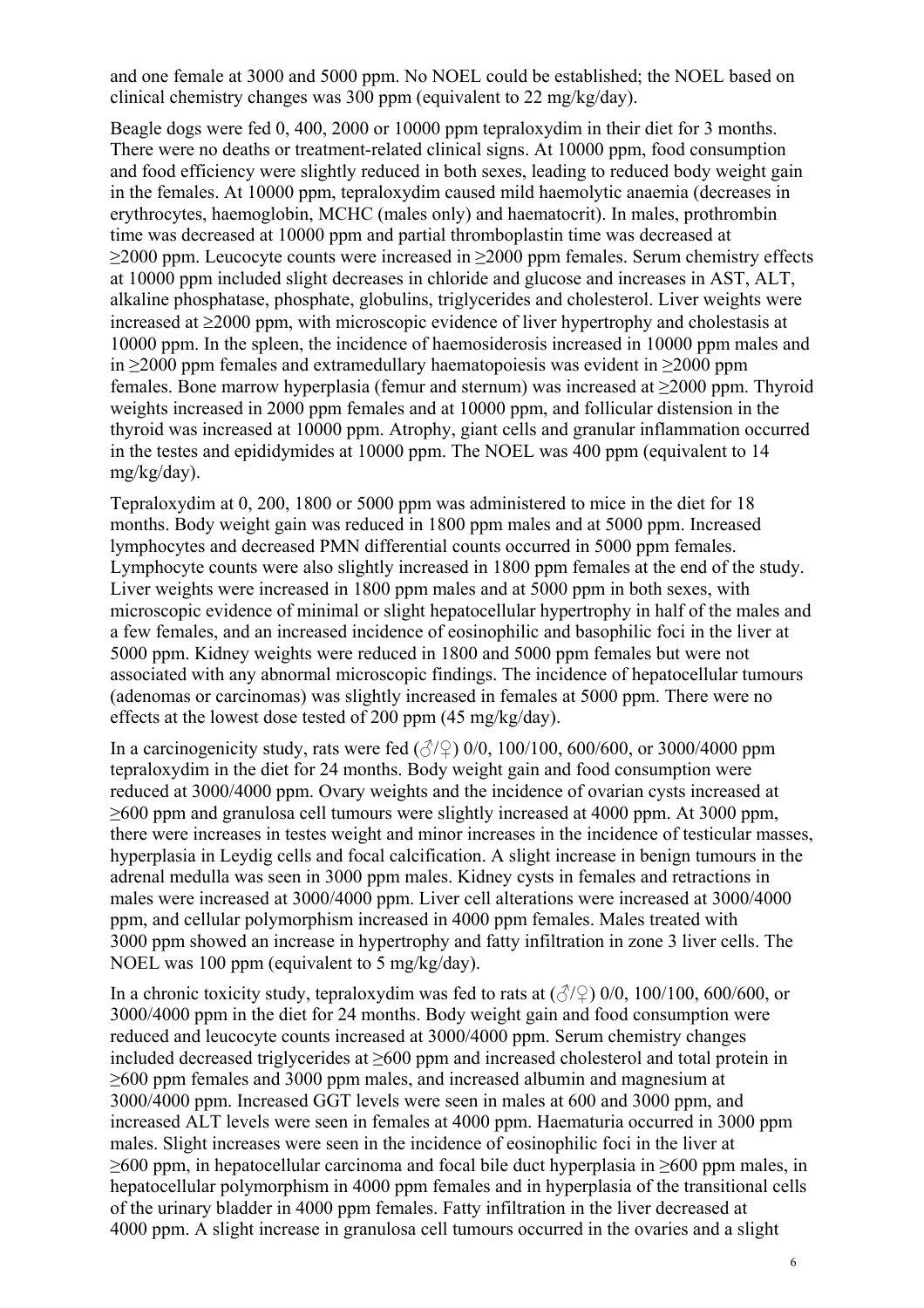and one female at 3000 and 5000 ppm. No NOEL could be established; the NOEL based on clinical chemistry changes was 300 ppm (equivalent to 22 mg/kg/day).

Beagle dogs were fed 0, 400, 2000 or 10000 ppm tepraloxydim in their diet for 3 months. There were no deaths or treatment-related clinical signs. At 10000 ppm, food consumption and food efficiency were slightly reduced in both sexes, leading to reduced body weight gain in the females. At 10000 ppm, tepraloxydim caused mild haemolytic anaemia (decreases in erythrocytes, haemoglobin, MCHC (males only) and haematocrit). In males, prothrombin time was decreased at 10000 ppm and partial thromboplastin time was decreased at ≥2000 ppm. Leucocyte counts were increased in ≥2000 ppm females. Serum chemistry effects at 10000 ppm included slight decreases in chloride and glucose and increases in AST, ALT, alkaline phosphatase, phosphate, globulins, triglycerides and cholesterol. Liver weights were increased at ≥2000 ppm, with microscopic evidence of liver hypertrophy and cholestasis at 10000 ppm. In the spleen, the incidence of haemosiderosis increased in 10000 ppm males and in ≥2000 ppm females and extramedullary haematopoiesis was evident in ≥2000 ppm females. Bone marrow hyperplasia (femur and sternum) was increased at ≥2000 ppm. Thyroid weights increased in 2000 ppm females and at 10000 ppm, and follicular distension in the thyroid was increased at 10000 ppm. Atrophy, giant cells and granular inflammation occurred in the testes and epididymides at 10000 ppm. The NOEL was 400 ppm (equivalent to 14 mg/kg/day).

Tepraloxydim at 0, 200, 1800 or 5000 ppm was administered to mice in the diet for 18 months. Body weight gain was reduced in 1800 ppm males and at 5000 ppm. Increased lymphocytes and decreased PMN differential counts occurred in 5000 ppm females. Lymphocyte counts were also slightly increased in 1800 ppm females at the end of the study. Liver weights were increased in 1800 ppm males and at 5000 ppm in both sexes, with microscopic evidence of minimal or slight hepatocellular hypertrophy in half of the males and a few females, and an increased incidence of eosinophilic and basophilic foci in the liver at 5000 ppm. Kidney weights were reduced in 1800 and 5000 ppm females but were not associated with any abnormal microscopic findings. The incidence of hepatocellular tumours (adenomas or carcinomas) was slightly increased in females at 5000 ppm. There were no effects at the lowest dose tested of 200 ppm (45 mg/kg/day).

In a carcinogenicity study, rats were fed (♂/♀) 0/0, 100/100, 600/600, or 3000/4000 ppm tepraloxydim in the diet for 24 months. Body weight gain and food consumption were reduced at 3000/4000 ppm. Ovary weights and the incidence of ovarian cysts increased at ≥600 ppm and granulosa cell tumours were slightly increased at 4000 ppm. At 3000 ppm, there were increases in testes weight and minor increases in the incidence of testicular masses, hyperplasia in Leydig cells and focal calcification. A slight increase in benign tumours in the adrenal medulla was seen in 3000 ppm males. Kidney cysts in females and retractions in males were increased at 3000/4000 ppm. Liver cell alterations were increased at 3000/4000 ppm, and cellular polymorphism increased in 4000 ppm females. Males treated with 3000 ppm showed an increase in hypertrophy and fatty infiltration in zone 3 liver cells. The NOEL was 100 ppm (equivalent to 5 mg/kg/day).

In a chronic toxicity study, tepraloxydim was fed to rats at (♂/♀) 0/0, 100/100, 600/600, or 3000/4000 ppm in the diet for 24 months. Body weight gain and food consumption were reduced and leucocyte counts increased at 3000/4000 ppm. Serum chemistry changes included decreased triglycerides at ≥600 ppm and increased cholesterol and total protein in ≥600 ppm females and 3000 ppm males, and increased albumin and magnesium at 3000/4000 ppm. Increased GGT levels were seen in males at 600 and 3000 ppm, and increased ALT levels were seen in females at 4000 ppm. Haematuria occurred in 3000 ppm males. Slight increases were seen in the incidence of eosinophilic foci in the liver at ≥600 ppm, in hepatocellular carcinoma and focal bile duct hyperplasia in ≥600 ppm males, in hepatocellular polymorphism in 4000 ppm females and in hyperplasia of the transitional cells of the urinary bladder in 4000 ppm females. Fatty infiltration in the liver decreased at 4000 ppm. A slight increase in granulosa cell tumours occurred in the ovaries and a slight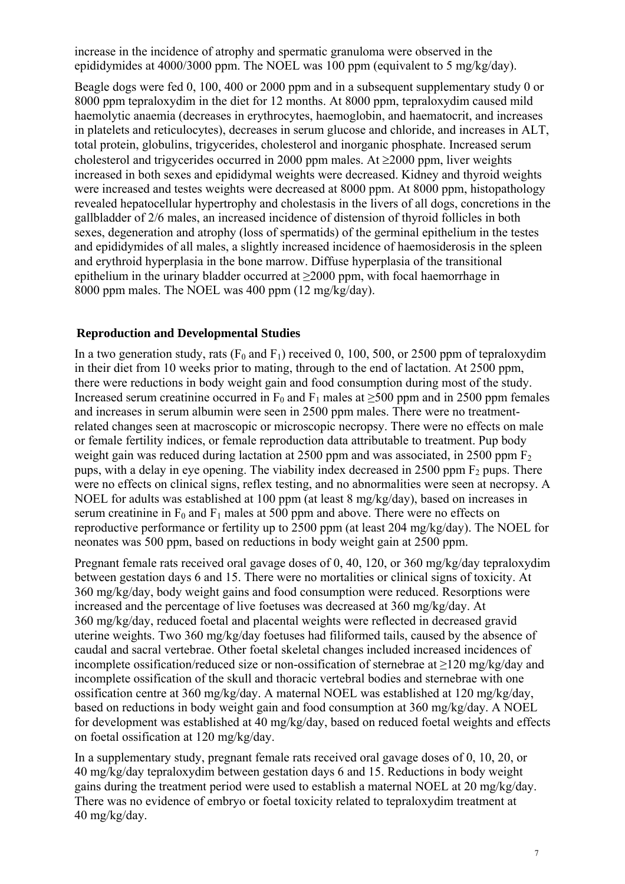increase in the incidence of atrophy and spermatic granuloma were observed in the epididymides at 4000/3000 ppm. The NOEL was 100 ppm (equivalent to 5 mg/kg/day).

Beagle dogs were fed 0, 100, 400 or 2000 ppm and in a subsequent supplementary study 0 or 8000 ppm tepraloxydim in the diet for 12 months. At 8000 ppm, tepraloxydim caused mild haemolytic anaemia (decreases in erythrocytes, haemoglobin, and haematocrit, and increases in platelets and reticulocytes), decreases in serum glucose and chloride, and increases in ALT, total protein, globulins, trigycerides, cholesterol and inorganic phosphate. Increased serum cholesterol and trigycerides occurred in 2000 ppm males. At ≥2000 ppm, liver weights increased in both sexes and epididymal weights were decreased. Kidney and thyroid weights were increased and testes weights were decreased at 8000 ppm. At 8000 ppm, histopathology revealed hepatocellular hypertrophy and cholestasis in the livers of all dogs, concretions in the gallbladder of 2/6 males, an increased incidence of distension of thyroid follicles in both sexes, degeneration and atrophy (loss of spermatids) of the germinal epithelium in the testes and epididymides of all males, a slightly increased incidence of haemosiderosis in the spleen and erythroid hyperplasia in the bone marrow. Diffuse hyperplasia of the transitional epithelium in the urinary bladder occurred at ≥2000 ppm, with focal haemorrhage in 8000 ppm males. The NOEL was 400 ppm (12 mg/kg/day).

## Reproduction and Developmental Studies

In a two generation study, rats ($F_0$ and $F_1$) received 0, 100, 500, or 2500 ppm of tepraloxydim in their diet from 10 weeks prior to mating, through to the end of lactation. At 2500 ppm, there were reductions in body weight gain and food consumption during most of the study. Increased serum creatinine occurred in $F_0$ and $F_1$ males at ≥500 ppm and in 2500 ppm females and increases in serum albumin were seen in 2500 ppm males. There were no treatment-related changes seen at macroscopic or microscopic necropsy. There were no effects on male or female fertility indices, or female reproduction data attributable to treatment. Pup body weight gain was reduced during lactation at 2500 ppm and was associated, in 2500 ppm $F_2$ pups, with a delay in eye opening. The viability index decreased in 2500 ppm $F_2$ pups. There were no effects on clinical signs, reflex testing, and no abnormalities were seen at necropsy. A NOEL for adults was established at 100 ppm (at least 8 mg/kg/day), based on increases in serum creatinine in $F_0$ and $F_1$ males at 500 ppm and above. There were no effects on reproductive performance or fertility up to 2500 ppm (at least 204 mg/kg/day). The NOEL for neonates was 500 ppm, based on reductions in body weight gain at 2500 ppm.

Pregnant female rats received oral gavage doses of 0, 40, 120, or 360 mg/kg/day tepraloxydim between gestation days 6 and 15. There were no mortalities or clinical signs of toxicity. At 360 mg/kg/day, body weight gains and food consumption were reduced. Resorptions were increased and the percentage of live foetuses was decreased at 360 mg/kg/day. At 360 mg/kg/day, reduced foetal and placental weights were reflected in decreased gravid uterine weights. Two 360 mg/kg/day foetuses had filiformed tails, caused by the absence of caudal and sacral vertebrae. Other foetal skeletal changes included increased incidences of incomplete ossification/reduced size or non-ossification of sternebrae at ≥120 mg/kg/day and incomplete ossification of the skull and thoracic vertebral bodies and sternebrae with one ossification centre at 360 mg/kg/day. A maternal NOEL was established at 120 mg/kg/day, based on reductions in body weight gain and food consumption at 360 mg/kg/day. A NOEL for development was established at 40 mg/kg/day, based on reduced foetal weights and effects on foetal ossification at 120 mg/kg/day.

In a supplementary study, pregnant female rats received oral gavage doses of 0, 10, 20, or 40 mg/kg/day tepraloxydim between gestation days 6 and 15. Reductions in body weight gains during the treatment period were used to establish a maternal NOEL at 20 mg/kg/day. There was no evidence of embryo or foetal toxicity related to tepraloxydim treatment at 40 mg/kg/day.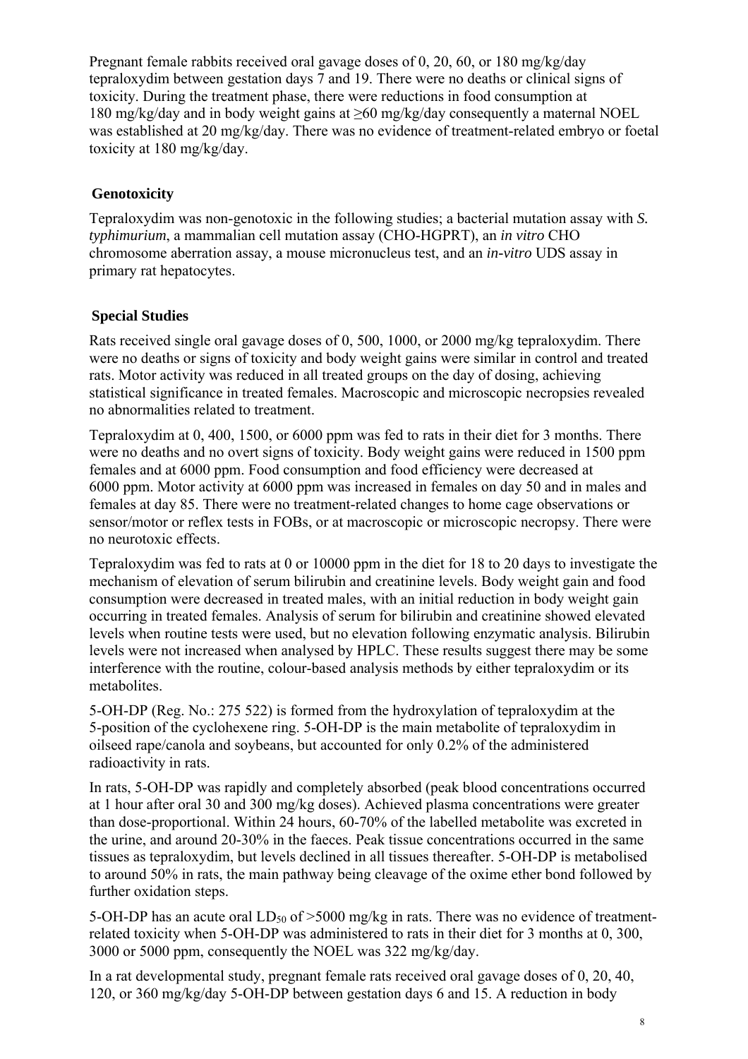Pregnant female rabbits received oral gavage doses of 0, 20, 60, or 180 mg/kg/day tepraloxydim between gestation days 7 and 19. There were no deaths or clinical signs of toxicity. During the treatment phase, there were reductions in food consumption at 180 mg/kg/day and in body weight gains at ≥60 mg/kg/day consequently a maternal NOEL was established at 20 mg/kg/day. There was no evidence of treatment-related embryo or foetal toxicity at 180 mg/kg/day.

### Genotoxicity

Tepraloxydim was non-genotoxic in the following studies; a bacterial mutation assay with *S. typhimurium*, a mammalian cell mutation assay (CHO-HGPRT), an *in vitro* CHO chromosome aberration assay, a mouse micronucleus test, and an *in-vitro* UDS assay in primary rat hepatocytes.

### Special Studies

Rats received single oral gavage doses of 0, 500, 1000, or 2000 mg/kg tepraloxydim. There were no deaths or signs of toxicity and body weight gains were similar in control and treated rats. Motor activity was reduced in all treated groups on the day of dosing, achieving statistical significance in treated females. Macroscopic and microscopic necropsies revealed no abnormalities related to treatment.

Tepraloxydim at 0, 400, 1500, or 6000 ppm was fed to rats in their diet for 3 months. There were no deaths and no overt signs of toxicity. Body weight gains were reduced in 1500 ppm females and at 6000 ppm. Food consumption and food efficiency were decreased at 6000 ppm. Motor activity at 6000 ppm was increased in females on day 50 and in males and females at day 85. There were no treatment-related changes to home cage observations or sensor/motor or reflex tests in FOBs, or at macroscopic or microscopic necropsy. There were no neurotoxic effects.

Tepraloxydim was fed to rats at 0 or 10000 ppm in the diet for 18 to 20 days to investigate the mechanism of elevation of serum bilirubin and creatinine levels. Body weight gain and food consumption were decreased in treated males, with an initial reduction in body weight gain occurring in treated females. Analysis of serum for bilirubin and creatinine showed elevated levels when routine tests were used, but no elevation following enzymatic analysis. Bilirubin levels were not increased when analysed by HPLC. These results suggest there may be some interference with the routine, colour-based analysis methods by either tepraloxydim or its metabolites.

5-OH-DP (Reg. No.: 275 522) is formed from the hydroxylation of tepraloxydim at the 5-position of the cyclohexene ring. 5-OH-DP is the main metabolite of tepraloxydim in oilseed rape/canola and soybeans, but accounted for only 0.2% of the administered radioactivity in rats.

In rats, 5-OH-DP was rapidly and completely absorbed (peak blood concentrations occurred at 1 hour after oral 30 and 300 mg/kg doses). Achieved plasma concentrations were greater than dose-proportional. Within 24 hours, 60-70% of the labelled metabolite was excreted in the urine, and around 20-30% in the faeces. Peak tissue concentrations occurred in the same tissues as tepraloxydim, but levels declined in all tissues thereafter. 5-OH-DP is metabolised to around 50% in rats, the main pathway being cleavage of the oxime ether bond followed by further oxidation steps.

5-OH-DP has an acute oral $LD_{50}$ of >5000 mg/kg in rats. There was no evidence of treatment-related toxicity when 5-OH-DP was administered to rats in their diet for 3 months at 0, 300, 3000 or 5000 ppm, consequently the NOEL was 322 mg/kg/day.

In a rat developmental study, pregnant female rats received oral gavage doses of 0, 20, 40, 120, or 360 mg/kg/day 5-OH-DP between gestation days 6 and 15. A reduction in body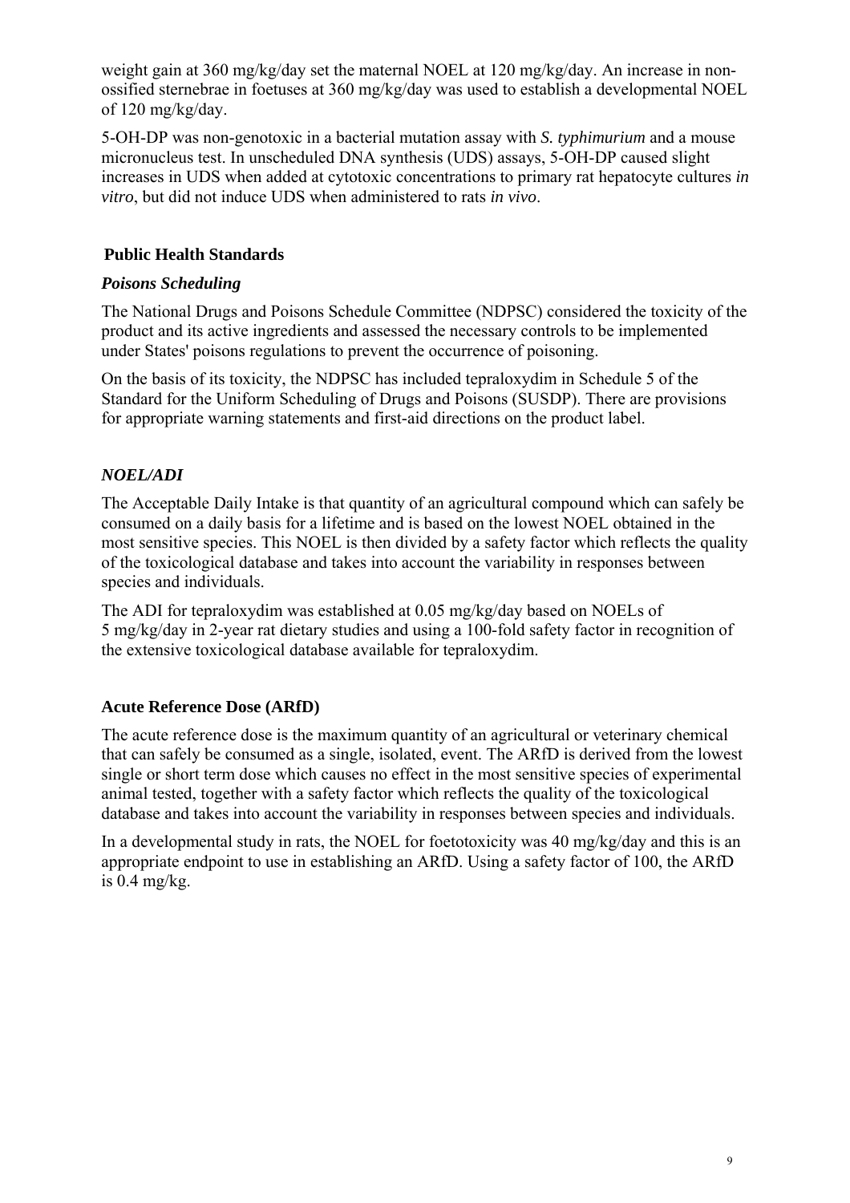weight gain at 360 mg/kg/day set the maternal NOEL at 120 mg/kg/day. An increase in non-ossified sternebrae in foetuses at 360 mg/kg/day was used to establish a developmental NOEL of 120 mg/kg/day.

5-OH-DP was non-genotoxic in a bacterial mutation assay with *S. typhimurium* and a mouse micronucleus test. In unscheduled DNA synthesis (UDS) assays, 5-OH-DP caused slight increases in UDS when added at cytotoxic concentrations to primary rat hepatocyte cultures *in vitro*, but did not induce UDS when administered to rats *in vivo*.

## Public Health Standards

### *Poisons Scheduling*

The National Drugs and Poisons Schedule Committee (NDPSC) considered the toxicity of the product and its active ingredients and assessed the necessary controls to be implemented under States' poisons regulations to prevent the occurrence of poisoning.

On the basis of its toxicity, the NDPSC has included tepraloxydim in Schedule 5 of the Standard for the Uniform Scheduling of Drugs and Poisons (SUSDP). There are provisions for appropriate warning statements and first-aid directions on the product label.

### *NOEL/ADI*

The Acceptable Daily Intake is that quantity of an agricultural compound which can safely be consumed on a daily basis for a lifetime and is based on the lowest NOEL obtained in the most sensitive species. This NOEL is then divided by a safety factor which reflects the quality of the toxicological database and takes into account the variability in responses between species and individuals.

The ADI for tepraloxydim was established at 0.05 mg/kg/day based on NOELs of 5 mg/kg/day in 2-year rat dietary studies and using a 100-fold safety factor in recognition of the extensive toxicological database available for tepraloxydim.

### Acute Reference Dose (ARfD)

The acute reference dose is the maximum quantity of an agricultural or veterinary chemical that can safely be consumed as a single, isolated, event. The ARfD is derived from the lowest single or short term dose which causes no effect in the most sensitive species of experimental animal tested, together with a safety factor which reflects the quality of the toxicological database and takes into account the variability in responses between species and individuals.

In a developmental study in rats, the NOEL for foetotoxicity was 40 mg/kg/day and this is an appropriate endpoint to use in establishing an ARfD. Using a safety factor of 100, the ARfD is 0.4 mg/kg.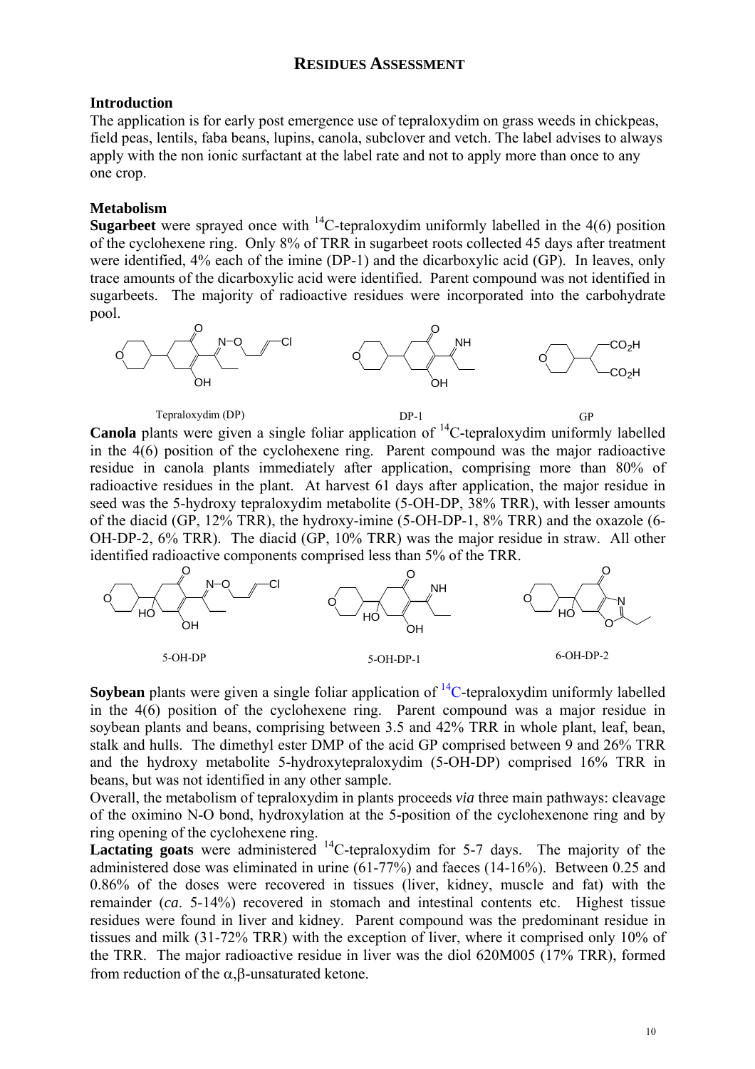## RESIDUES ASSESSMENT

### Introduction

The application is for early post emergence use of tepraloxydim on grass weeds in chickpeas, field peas, lentils, faba beans, lupins, canola, subclover and vetch. The label advises to always apply with the non ionic surfactant at the label rate and not to apply more than once to any one crop.

### Metabolism

**Sugarbeet** were sprayed once with $^{14}C$-tepraloxydim uniformly labelled in the 4(6) position of the cyclohexene ring. Only 8% of TRR in sugarbeet roots collected 45 days after treatment were identified, 4% each of the imine (DP-1) and the dicarboxylic acid (GP). In leaves, only trace amounts of the dicarboxylic acid were identified. Parent compound was not identified in sugarbeets. The majority of radioactive residues were incorporated into the carbohydrate pool.

Tepraloxydim (DP) DP-1 GP

**Canola** plants were given a single foliar application of $^{14}C$-tepraloxydim uniformly labelled in the 4(6) position of the cyclohexene ring. Parent compound was the major radioactive residue in canola plants immediately after application, comprising more than 80% of radioactive residues in the plant. At harvest 61 days after application, the major residue in seed was the 5-hydroxy tepraloxydim metabolite (5-OH-DP, 38% TRR), with lesser amounts of the diacid (GP, 12% TRR), the hydroxy-imine (5-OH-DP-1, 8% TRR) and the oxazole (6-OH-DP-2, 6% TRR). The diacid (GP, 10% TRR) was the major residue in straw. All other identified radioactive components comprised less than 5% of the TRR.

5-OH-DP 5-OH-DP-1 6-OH-DP-2

**Soybean** plants were given a single foliar application of $^{14}C$-tepraloxydim uniformly labelled in the 4(6) position of the cyclohexene ring. Parent compound was a major residue in soybean plants and beans, comprising between 3.5 and 42% TRR in whole plant, leaf, bean, stalk and hulls. The dimethyl ester DMP of the acid GP comprised between 9 and 26% TRR and the hydroxy metabolite 5-hydroxytepraloxydim (5-OH-DP) comprised 16% TRR in beans, but was not identified in any other sample.

Overall, the metabolism of tepraloxydim in plants proceeds *via* three main pathways: cleavage of the oximino N-O bond, hydroxylation at the 5-position of the cyclohexenone ring and by ring opening of the cyclohexene ring.

**Lactating goats** were administered $^{14}C$-tepraloxydim for 5-7 days. The majority of the administered dose was eliminated in urine (61-77%) and faeces (14-16%). Between 0.25 and 0.86% of the doses were recovered in tissues (liver, kidney, muscle and fat) with the remainder (*ca*. 5-14%) recovered in stomach and intestinal contents etc. Highest tissue residues were found in liver and kidney. Parent compound was the predominant residue in tissues and milk (31-72% TRR) with the exception of liver, where it comprised only 10% of the TRR. The major radioactive residue in liver was the diol 620M005 (17% TRR), formed from reduction of the $\alpha,\beta$-unsaturated ketone.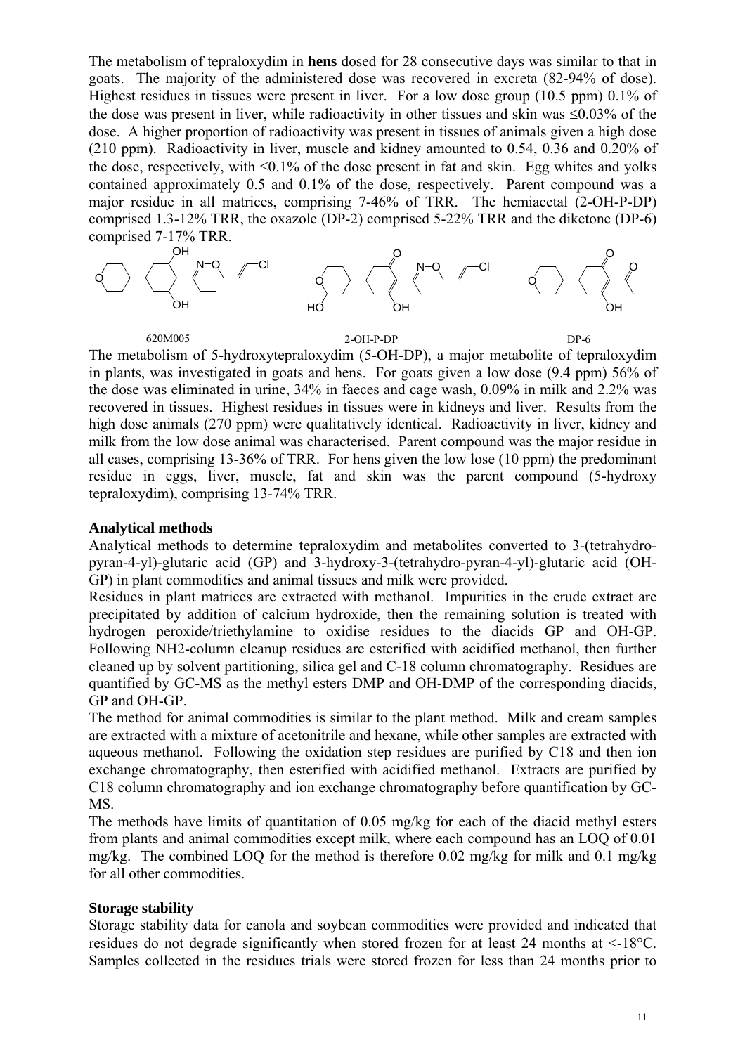The metabolism of tepraloxydim in **hens** dosed for 28 consecutive days was similar to that in goats. The majority of the administered dose was recovered in excreta (82-94% of dose). Highest residues in tissues were present in liver. For a low dose group (10.5 ppm) 0.1% of the dose was present in liver, while radioactivity in other tissues and skin was ≤0.03% of the dose. A higher proportion of radioactivity was present in tissues of animals given a high dose (210 ppm). Radioactivity in liver, muscle and kidney amounted to 0.54, 0.36 and 0.20% of the dose, respectively, with ≤0.1% of the dose present in fat and skin. Egg whites and yolks contained approximately 0.5 and 0.1% of the dose, respectively. Parent compound was a major residue in all matrices, comprising 7-46% of TRR. The hemiacetal (2-OH-P-DP) comprised 1.3-12% TRR, the oxazole (DP-2) comprised 5-22% TRR and the diketone (DP-6) comprised 7-17% TRR.

620M005 | 2-OH-P-DP | DP-6

The metabolism of 5-hydroxytepraloxydim (5-OH-DP), a major metabolite of tepraloxydim in plants, was investigated in goats and hens. For goats given a low dose (9.4 ppm) 56% of the dose was eliminated in urine, 34% in faeces and cage wash, 0.09% in milk and 2.2% was recovered in tissues. Highest residues in tissues were in kidneys and liver. Results from the high dose animals (270 ppm) were qualitatively identical. Radioactivity in liver, kidney and milk from the low dose animal was characterised. Parent compound was the major residue in all cases, comprising 13-36% of TRR. For hens given the low lose (10 ppm) the predominant residue in eggs, liver, muscle, fat and skin was the parent compound (5-hydroxy tepraloxydim), comprising 13-74% TRR.

### Analytical methods

Analytical methods to determine tepraloxydim and metabolites converted to 3-(tetrahydro-pyran-4-yl)-glutaric acid (GP) and 3-hydroxy-3-(tetrahydro-pyran-4-yl)-glutaric acid (OH-GP) in plant commodities and animal tissues and milk were provided.

Residues in plant matrices are extracted with methanol. Impurities in the crude extract are precipitated by addition of calcium hydroxide, then the remaining solution is treated with hydrogen peroxide/triethylamine to oxidise residues to the diacids GP and OH-GP. Following NH2-column cleanup residues are esterified with acidified methanol, then further cleaned up by solvent partitioning, silica gel and C-18 column chromatography. Residues are quantified by GC-MS as the methyl esters DMP and OH-DMP of the corresponding diacids, GP and OH-GP.

The method for animal commodities is similar to the plant method. Milk and cream samples are extracted with a mixture of acetonitrile and hexane, while other samples are extracted with aqueous methanol. Following the oxidation step residues are purified by C18 and then ion exchange chromatography, then esterified with acidified methanol. Extracts are purified by C18 column chromatography and ion exchange chromatography before quantification by GC-MS.

The methods have limits of quantitation of 0.05 mg/kg for each of the diacid methyl esters from plants and animal commodities except milk, where each compound has an LOQ of 0.01 mg/kg. The combined LOQ for the method is therefore 0.02 mg/kg for milk and 0.1 mg/kg for all other commodities.

### Storage stability

Storage stability data for canola and soybean commodities were provided and indicated that residues do not degrade significantly when stored frozen for at least 24 months at <-18°C. Samples collected in the residues trials were stored frozen for less than 24 months prior to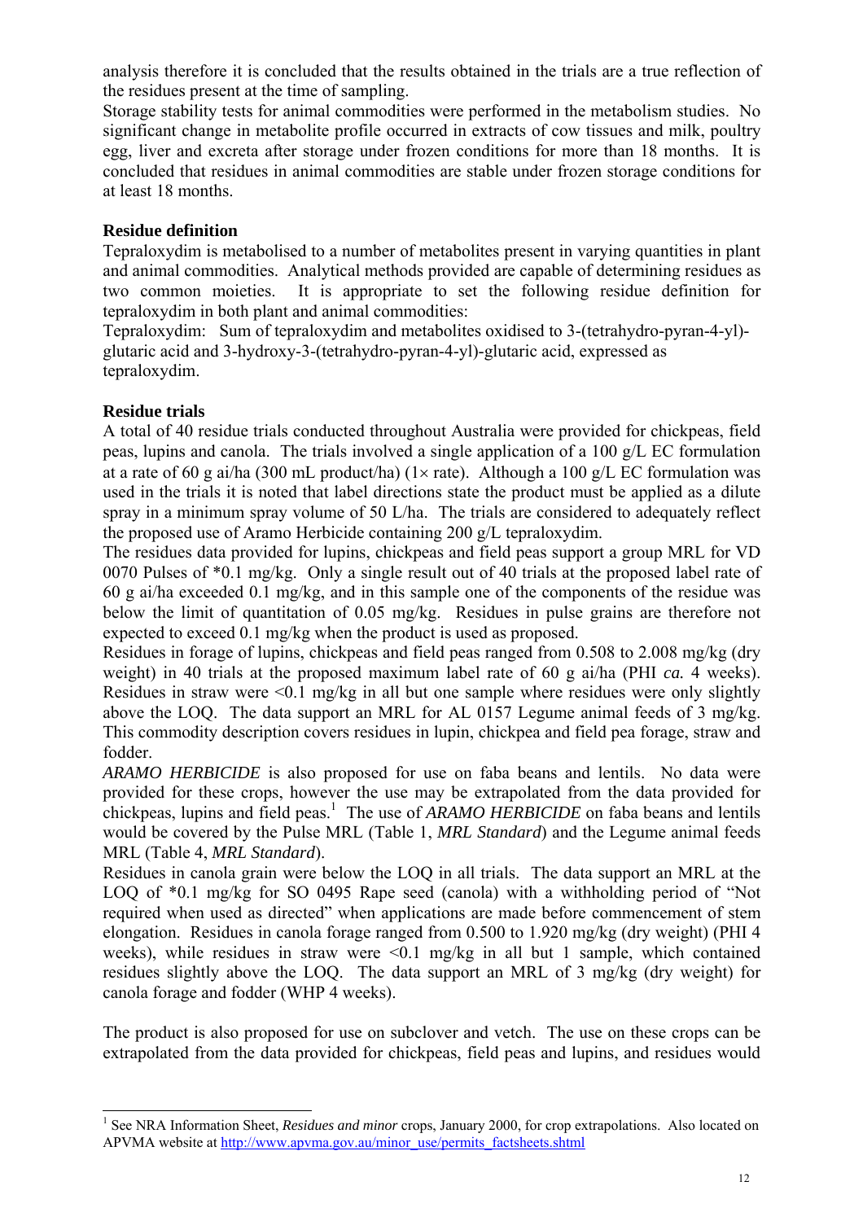analysis therefore it is concluded that the results obtained in the trials are a true reflection of the residues present at the time of sampling.

Storage stability tests for animal commodities were performed in the metabolism studies. No significant change in metabolite profile occurred in extracts of cow tissues and milk, poultry egg, liver and excreta after storage under frozen conditions for more than 18 months. It is concluded that residues in animal commodities are stable under frozen storage conditions for at least 18 months.

**Residue definition**

Tepraloxydim is metabolised to a number of metabolites present in varying quantities in plant and animal commodities. Analytical methods provided are capable of determining residues as two common moieties. It is appropriate to set the following residue definition for tepraloxydim in both plant and animal commodities:

Tepraloxydim: Sum of tepraloxydim and metabolites oxidised to 3-(tetrahydro-pyran-4-yl)-glutaric acid and 3-hydroxy-3-(tetrahydro-pyran-4-yl)-glutaric acid, expressed as tepraloxydim.

**Residue trials**

A total of 40 residue trials conducted throughout Australia were provided for chickpeas, field peas, lupins and canola. The trials involved a single application of a 100 g/L EC formulation at a rate of 60 g ai/ha (300 mL product/ha) (1× rate). Although a 100 g/L EC formulation was used in the trials it is noted that label directions state the product must be applied as a dilute spray in a minimum spray volume of 50 L/ha. The trials are considered to adequately reflect the proposed use of Aramo Herbicide containing 200 g/L tepraloxydim.

The residues data provided for lupins, chickpeas and field peas support a group MRL for VD 0070 Pulses of *0.1 mg/kg. Only a single result out of 40 trials at the proposed label rate of 60 g ai/ha exceeded 0.1 mg/kg, and in this sample one of the components of the residue was below the limit of quantitation of 0.05 mg/kg. Residues in pulse grains are therefore not expected to exceed 0.1 mg/kg when the product is used as proposed.

Residues in forage of lupins, chickpeas and field peas ranged from 0.508 to 2.008 mg/kg (dry weight) in 40 trials at the proposed maximum label rate of 60 g ai/ha (PHI *ca.* 4 weeks). Residues in straw were <0.1 mg/kg in all but one sample where residues were only slightly above the LOQ. The data support an MRL for AL 0157 Legume animal feeds of 3 mg/kg. This commodity description covers residues in lupin, chickpea and field pea forage, straw and fodder.

*ARAMO HERBICIDE* is also proposed for use on faba beans and lentils. No data were provided for these crops, however the use may be extrapolated from the data provided for chickpeas, lupins and field peas.[1] The use of *ARAMO HERBICIDE* on faba beans and lentils would be covered by the Pulse MRL (Table 1, *MRL Standard*) and the Legume animal feeds MRL (Table 4, *MRL Standard*).

Residues in canola grain were below the LOQ in all trials. The data support an MRL at the LOQ of *0.1 mg/kg for SO 0495 Rape seed (canola) with a withholding period of "Not required when used as directed" when applications are made before commencement of stem elongation. Residues in canola forage ranged from 0.500 to 1.920 mg/kg (dry weight) (PHI 4 weeks), while residues in straw were <0.1 mg/kg in all but 1 sample, which contained residues slightly above the LOQ. The data support an MRL of 3 mg/kg (dry weight) for canola forage and fodder (WHP 4 weeks).

The product is also proposed for use on subclover and vetch. The use on these crops can be extrapolated from the data provided for chickpeas, field peas and lupins, and residues would

[1] See NRA Information Sheet, *Residues and minor* crops, January 2000, for crop extrapolations. Also located on APVMA website at http://www.apvma.gov.au/minor_use/permits_factsheets.shtml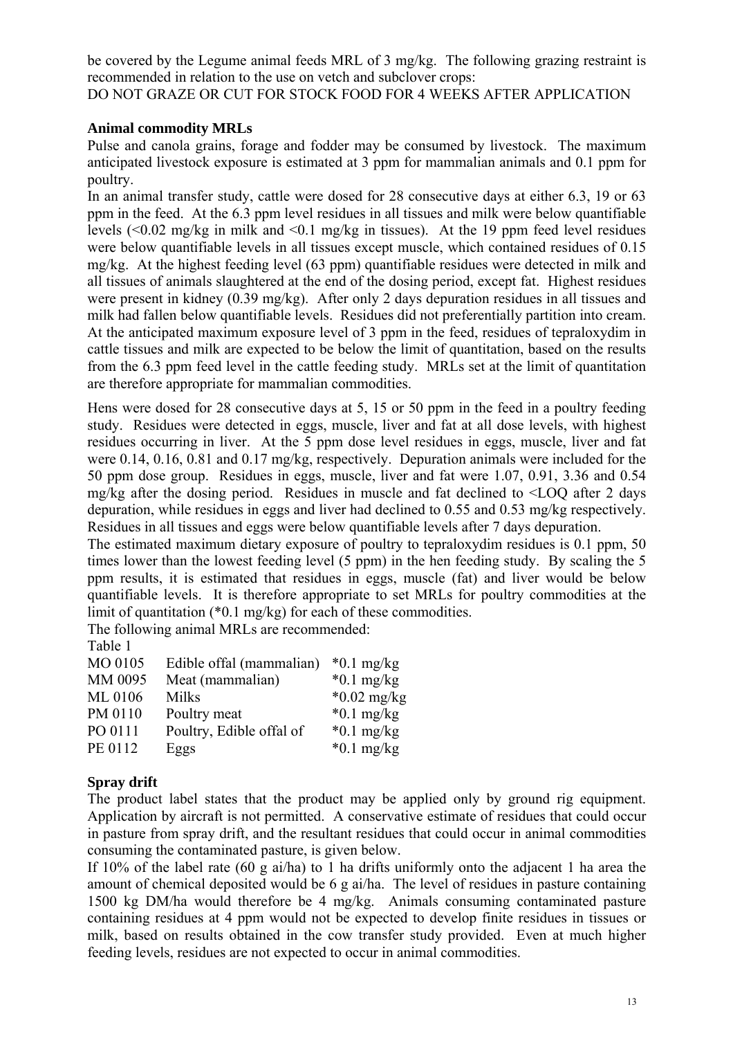be covered by the Legume animal feeds MRL of 3 mg/kg. The following grazing restraint is recommended in relation to the use on vetch and subclover crops:
DO NOT GRAZE OR CUT FOR STOCK FOOD FOR 4 WEEKS AFTER APPLICATION

**Animal commodity MRLs**

Pulse and canola grains, forage and fodder may be consumed by livestock. The maximum anticipated livestock exposure is estimated at 3 ppm for mammalian animals and 0.1 ppm for poultry.

In an animal transfer study, cattle were dosed for 28 consecutive days at either 6.3, 19 or 63 ppm in the feed. At the 6.3 ppm level residues in all tissues and milk were below quantifiable levels (<0.02 mg/kg in milk and <0.1 mg/kg in tissues). At the 19 ppm feed level residues were below quantifiable levels in all tissues except muscle, which contained residues of 0.15 mg/kg. At the highest feeding level (63 ppm) quantifiable residues were detected in milk and all tissues of animals slaughtered at the end of the dosing period, except fat. Highest residues were present in kidney (0.39 mg/kg). After only 2 days depuration residues in all tissues and milk had fallen below quantifiable levels. Residues did not preferentially partition into cream. At the anticipated maximum exposure level of 3 ppm in the feed, residues of tepraloxydim in cattle tissues and milk are expected to be below the limit of quantitation, based on the results from the 6.3 ppm feed level in the cattle feeding study. MRLs set at the limit of quantitation are therefore appropriate for mammalian commodities.

Hens were dosed for 28 consecutive days at 5, 15 or 50 ppm in the feed in a poultry feeding study. Residues were detected in eggs, muscle, liver and fat at all dose levels, with highest residues occurring in liver. At the 5 ppm dose level residues in eggs, muscle, liver and fat were 0.14, 0.16, 0.81 and 0.17 mg/kg, respectively. Depuration animals were included for the 50 ppm dose group. Residues in eggs, muscle, liver and fat were 1.07, 0.91, 3.36 and 0.54 mg/kg after the dosing period. Residues in muscle and fat declined to <LOQ after 2 days depuration, while residues in eggs and liver had declined to 0.55 and 0.53 mg/kg respectively. Residues in all tissues and eggs were below quantifiable levels after 7 days depuration.

The estimated maximum dietary exposure of poultry to tepraloxydim residues is 0.1 ppm, 50 times lower than the lowest feeding level (5 ppm) in the hen feeding study. By scaling the 5 ppm results, it is estimated that residues in eggs, muscle (fat) and liver would be below quantifiable levels. It is therefore appropriate to set MRLs for poultry commodities at the limit of quantitation (*0.1 mg/kg) for each of these commodities.

The following animal MRLs are recommended:

Table 1

| | | |
|---|---|---|
| MO 0105 | Edible offal (mammalian) | *0.1 mg/kg |
| MM 0095 | Meat (mammalian) | *0.1 mg/kg |
| ML 0106 | Milks | *0.02 mg/kg |
| PM 0110 | Poultry meat | *0.1 mg/kg |
| PO 0111 | Poultry, Edible offal of | *0.1 mg/kg |
| PE 0112 | Eggs | *0.1 mg/kg |

**Spray drift**

The product label states that the product may be applied only by ground rig equipment. Application by aircraft is not permitted. A conservative estimate of residues that could occur in pasture from spray drift, and the resultant residues that could occur in animal commodities consuming the contaminated pasture, is given below.

If 10% of the label rate (60 g ai/ha) to 1 ha drifts uniformly onto the adjacent 1 ha area the amount of chemical deposited would be 6 g ai/ha. The level of residues in pasture containing 1500 kg DM/ha would therefore be 4 mg/kg. Animals consuming contaminated pasture containing residues at 4 ppm would not be expected to develop finite residues in tissues or milk, based on results obtained in the cow transfer study provided. Even at much higher feeding levels, residues are not expected to occur in animal commodities.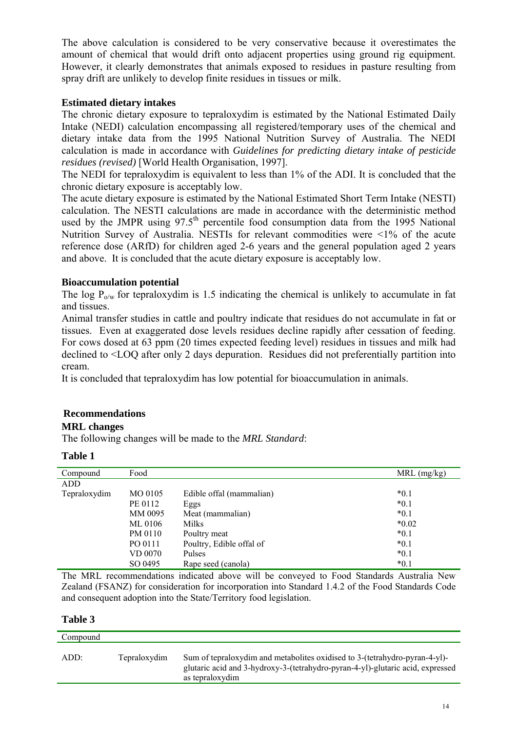The above calculation is considered to be very conservative because it overestimates the amount of chemical that would drift onto adjacent properties using ground rig equipment. However, it clearly demonstrates that animals exposed to residues in pasture resulting from spray drift are unlikely to develop finite residues in tissues or milk.

### Estimated dietary intakes

The chronic dietary exposure to tepraloxydim is estimated by the National Estimated Daily Intake (NEDI) calculation encompassing all registered/temporary uses of the chemical and dietary intake data from the 1995 National Nutrition Survey of Australia. The NEDI calculation is made in accordance with *Guidelines for predicting dietary intake of pesticide residues (revised)* [World Health Organisation, 1997].

The NEDI for tepraloxydim is equivalent to less than 1% of the ADI. It is concluded that the chronic dietary exposure is acceptably low.

The acute dietary exposure is estimated by the National Estimated Short Term Intake (NESTI) calculation. The NESTI calculations are made in accordance with the deterministic method used by the JMPR using $97.5^{th}$ percentile food consumption data from the 1995 National Nutrition Survey of Australia. NESTIs for relevant commodities were <1% of the acute reference dose (ARfD) for children aged 2-6 years and the general population aged 2 years and above. It is concluded that the acute dietary exposure is acceptably low.

### Bioaccumulation potential

The log $P_{o/w}$ for tepraloxydim is 1.5 indicating the chemical is unlikely to accumulate in fat and tissues.

Animal transfer studies in cattle and poultry indicate that residues do not accumulate in fat or tissues. Even at exaggerated dose levels residues decline rapidly after cessation of feeding. For cows dosed at 63 ppm (20 times expected feeding level) residues in tissues and milk had declined to <LOQ after only 2 days depuration. Residues did not preferentially partition into cream.

It is concluded that tepraloxydim has low potential for bioaccumulation in animals.

## Recommendations

### MRL changes

The following changes will be made to the *MRL Standard*:

**Table 1**

| Compound | Food | | MRL (mg/kg) |
|---|---|---|---|
| ADD | | | |
| Tepraloxydim | MO 0105 | Edible offal (mammalian) | *0.1 |
| | PE 0112 | Eggs | *0.1 |
| | MM 0095 | Meat (mammalian) | *0.1 |
| | ML 0106 | Milks | *0.02 |
| | PM 0110 | Poultry meat | *0.1 |
| | PO 0111 | Poultry, Edible offal of | *0.1 |
| | VD 0070 | Pulses | *0.1 |
| | SO 0495 | Rape seed (canola) | *0.1 |

The MRL recommendations indicated above will be conveyed to Food Standards Australia New Zealand (FSANZ) for consideration for incorporation into Standard 1.4.2 of the Food Standards Code and consequent adoption into the State/Territory food legislation.

**Table 3**

| Compound | | |
|---|---|---|
| ADD: | Tepraloxydim | Sum of tepraloxydim and metabolites oxidised to 3-(tetrahydro-pyran-4-yl)-glutaric acid and 3-hydroxy-3-(tetrahydro-pyran-4-yl)-glutaric acid, expressed as tepraloxydim |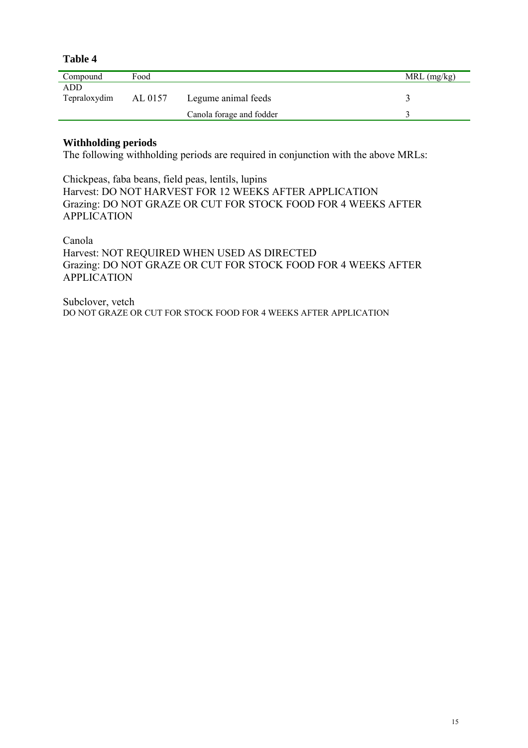**Table 4**

| Compound | Food | | MRL (mg/kg) |
|---|---|---|---|
| ADD | | | |
| Tepraloxydim | AL 0157 | Legume animal feeds | 3 |
| | | Canola forage and fodder | 3 |

**Withholding periods**

The following withholding periods are required in conjunction with the above MRLs:

Chickpeas, faba beans, field peas, lentils, lupins
Harvest: DO NOT HARVEST FOR 12 WEEKS AFTER APPLICATION
Grazing: DO NOT GRAZE OR CUT FOR STOCK FOOD FOR 4 WEEKS AFTER APPLICATION

Canola
Harvest: NOT REQUIRED WHEN USED AS DIRECTED
Grazing: DO NOT GRAZE OR CUT FOR STOCK FOOD FOR 4 WEEKS AFTER APPLICATION

Subclover, vetch
DO NOT GRAZE OR CUT FOR STOCK FOOD FOR 4 WEEKS AFTER APPLICATION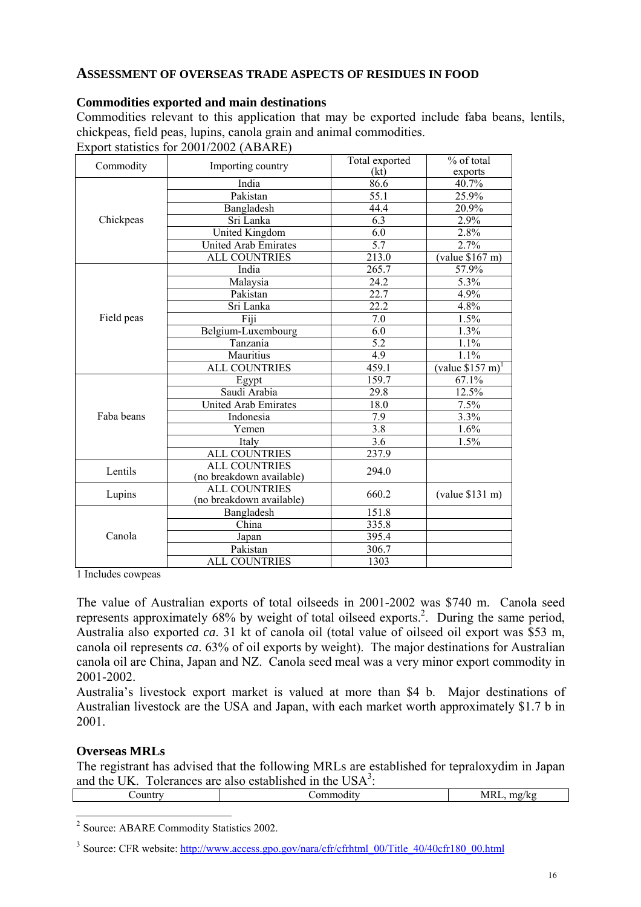## ASSESSMENT OF OVERSEAS TRADE ASPECTS OF RESIDUES IN FOOD

### Commodities exported and main destinations

Commodities relevant to this application that may be exported include faba beans, lentils, chickpeas, field peas, lupins, canola grain and animal commodities.

Export statistics for 2001/2002 (ABARE)

| Commodity | Importing country | Total exported (kt) | % of total exports |
|---|---|---|---|
| Chickpeas | India | 86.6 | 40.7% |
| | Pakistan | 55.1 | 25.9% |
| | Bangladesh | 44.4 | 20.9% |
| | Sri Lanka | 6.3 | 2.9% |
| | United Kingdom | 6.0 | 2.8% |
| | United Arab Emirates | 5.7 | 2.7% |
| | ALL COUNTRIES | 213.0 | (value $167 m) |
| Field peas | India | 265.7 | 57.9% |
| | Malaysia | 24.2 | 5.3% |
| | Pakistan | 22.7 | 4.9% |
| | Sri Lanka | 22.2 | 4.8% |
| | Fiji | 7.0 | 1.5% |
| | Belgium-Luxembourg | 6.0 | 1.3% |
| | Tanzania | 5.2 | 1.1% |
| | Mauritius | 4.9 | 1.1% |
| | ALL COUNTRIES | 459.1 | (value $157 m)[1] |
| Faba beans | Egypt | 159.7 | 67.1% |
| | Saudi Arabia | 29.8 | 12.5% |
| | United Arab Emirates | 18.0 | 7.5% |
| | Indonesia | 7.9 | 3.3% |
| | Yemen | 3.8 | 1.6% |
| | Italy | 3.6 | 1.5% |
| | ALL COUNTRIES | 237.9 | |
| Lentils | ALL COUNTRIES (no breakdown available) | 294.0 | |
| Lupins | ALL COUNTRIES (no breakdown available) | 660.2 | (value $131 m) |
| Canola | Bangladesh | 151.8 | |
| | China | 335.8 | |
| | Japan | 395.4 | |
| | Pakistan | 306.7 | |
| | ALL COUNTRIES | 1303 | |

1 Includes cowpeas

The value of Australian exports of total oilseeds in 2001-2002 was $740 m. Canola seed represents approximately 68% by weight of total oilseed exports.[2]. During the same period, Australia also exported *ca.* 31 kt of canola oil (total value of oilseed oil export was $53 m, canola oil represents *ca*. 63% of oil exports by weight). The major destinations for Australian canola oil are China, Japan and NZ. Canola seed meal was a very minor export commodity in 2001-2002.

Australia's livestock export market is valued at more than $4 b. Major destinations of Australian livestock are the USA and Japan, with each market worth approximately $1.7 b in 2001.

### Overseas MRLs

The registrant has advised that the following MRLs are established for tepraloxydim in Japan and the UK. Tolerances are also established in the USA[3]:

| Country | Commodity | MRL, mg/kg |
|---|---|---|

[2] Source: ABARE Commodity Statistics 2002.

[3] Source: CFR website: http://www.access.gpo.gov/nara/cfr/cfrhtml_00/Title_40/40cfr180_00.html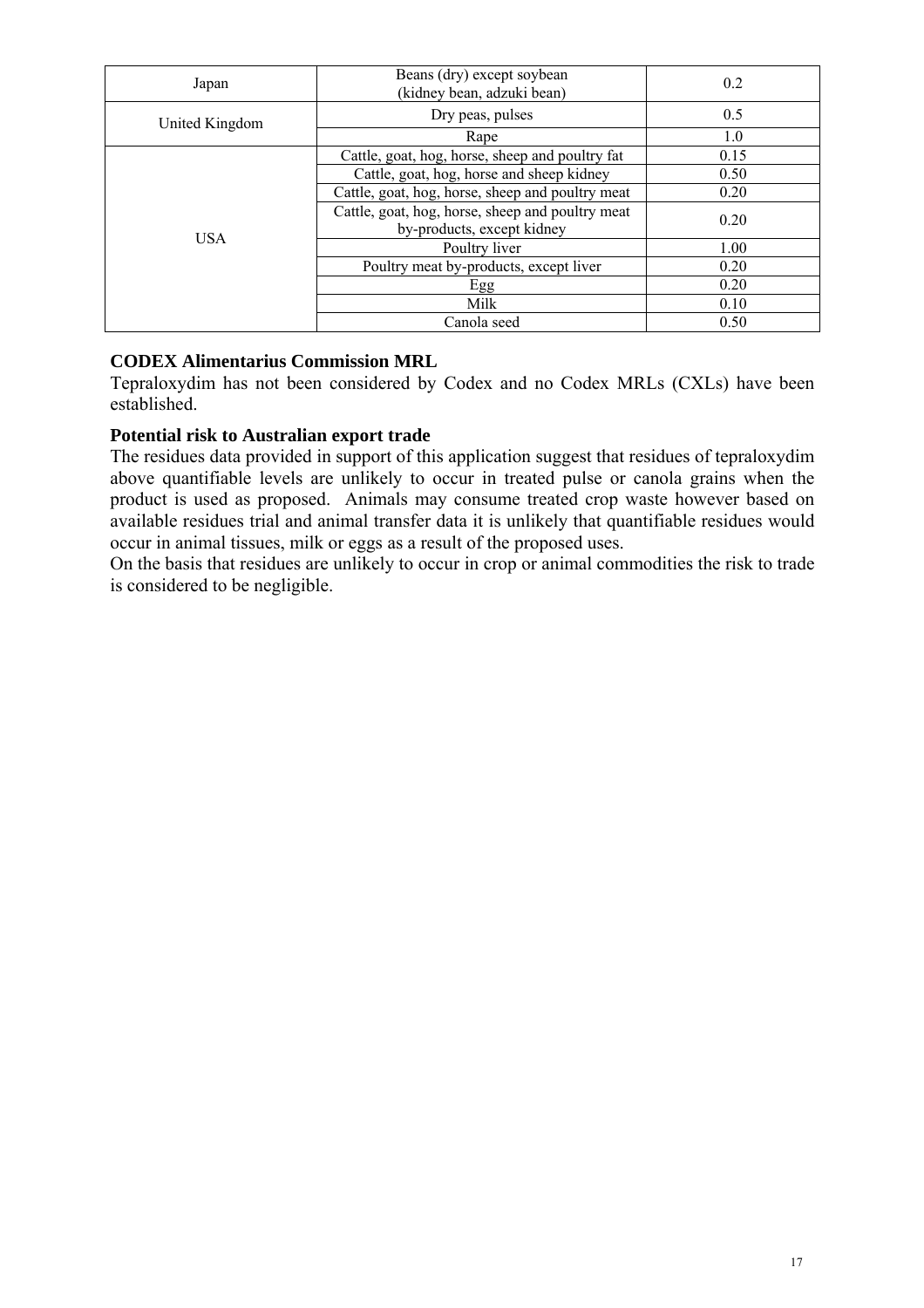| | | |
|---|---|---|
| Japan | Beans (dry) except soybean (kidney bean, adzuki bean) | 0.2 |
| United Kingdom | Dry peas, pulses | 0.5 |
| | Rape | 1.0 |
| USA | Cattle, goat, hog, horse, sheep and poultry fat | 0.15 |
| | Cattle, goat, hog, horse and sheep kidney | 0.50 |
| | Cattle, goat, hog, horse, sheep and poultry meat | 0.20 |
| | Cattle, goat, hog, horse, sheep and poultry meat by-products, except kidney | 0.20 |
| | Poultry liver | 1.00 |
| | Poultry meat by-products, except liver | 0.20 |
| | Egg | 0.20 |
| | Milk | 0.10 |
| | Canola seed | 0.50 |

**CODEX Alimentarius Commission MRL**

Tepraloxydim has not been considered by Codex and no Codex MRLs (CXLs) have been established.

**Potential risk to Australian export trade**

The residues data provided in support of this application suggest that residues of tepraloxydim above quantifiable levels are unlikely to occur in treated pulse or canola grains when the product is used as proposed. Animals may consume treated crop waste however based on available residues trial and animal transfer data it is unlikely that quantifiable residues would occur in animal tissues, milk or eggs as a result of the proposed uses.

On the basis that residues are unlikely to occur in crop or animal commodities the risk to trade is considered to be negligible.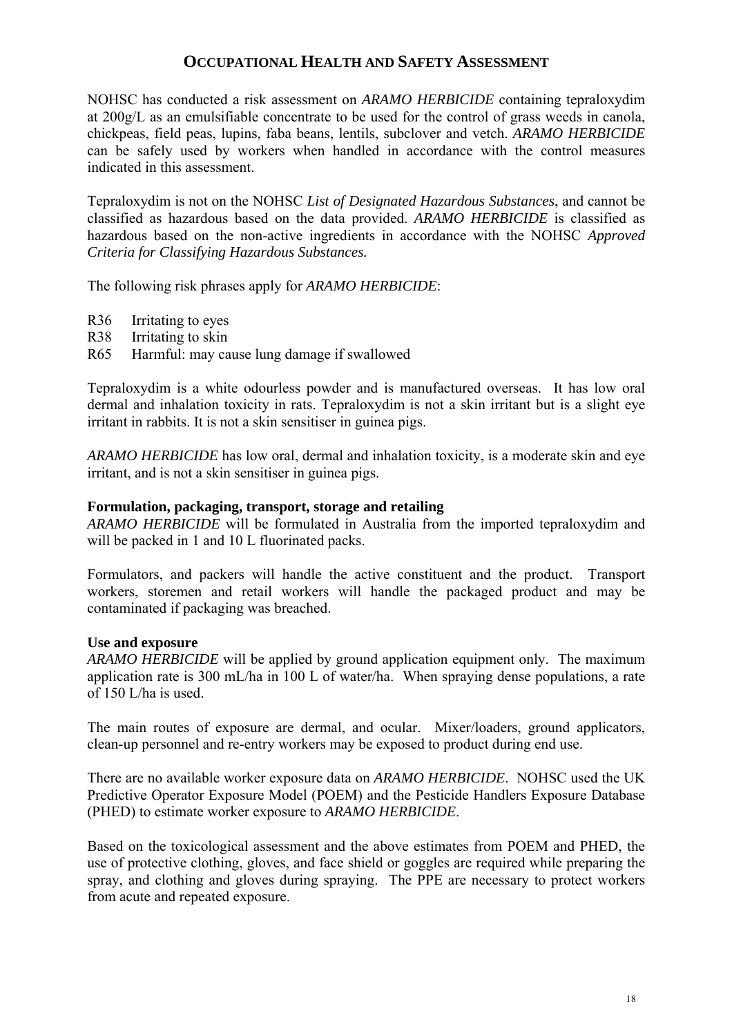# OCCUPATIONAL HEALTH AND SAFETY ASSESSMENT

NOHSC has conducted a risk assessment on *ARAMO HERBICIDE* containing tepraloxydim at 200g/L as an emulsifiable concentrate to be used for the control of grass weeds in canola, chickpeas, field peas, lupins, faba beans, lentils, subclover and vetch. *ARAMO HERBICIDE* can be safely used by workers when handled in accordance with the control measures indicated in this assessment.

Tepraloxydim is not on the NOHSC *List of Designated Hazardous Substances*, and cannot be classified as hazardous based on the data provided. *ARAMO HERBICIDE* is classified as hazardous based on the non-active ingredients in accordance with the NOHSC *Approved Criteria for Classifying Hazardous Substances.*

The following risk phrases apply for *ARAMO HERBICIDE*:

R36 Irritating to eyes
R38 Irritating to skin
R65 Harmful: may cause lung damage if swallowed

Tepraloxydim is a white odourless powder and is manufactured overseas. It has low oral dermal and inhalation toxicity in rats. Tepraloxydim is not a skin irritant but is a slight eye irritant in rabbits. It is not a skin sensitiser in guinea pigs.

*ARAMO HERBICIDE* has low oral, dermal and inhalation toxicity, is a moderate skin and eye irritant, and is not a skin sensitiser in guinea pigs.

**Formulation, packaging, transport, storage and retailing**
*ARAMO HERBICIDE* will be formulated in Australia from the imported tepraloxydim and will be packed in 1 and 10 L fluorinated packs.

Formulators, and packers will handle the active constituent and the product. Transport workers, storemen and retail workers will handle the packaged product and may be contaminated if packaging was breached.

**Use and exposure**
*ARAMO HERBICIDE* will be applied by ground application equipment only. The maximum application rate is 300 mL/ha in 100 L of water/ha. When spraying dense populations, a rate of 150 L/ha is used.

The main routes of exposure are dermal, and ocular. Mixer/loaders, ground applicators, clean-up personnel and re-entry workers may be exposed to product during end use.

There are no available worker exposure data on *ARAMO HERBICIDE*. NOHSC used the UK Predictive Operator Exposure Model (POEM) and the Pesticide Handlers Exposure Database (PHED) to estimate worker exposure to *ARAMO HERBICIDE*.

Based on the toxicological assessment and the above estimates from POEM and PHED, the use of protective clothing, gloves, and face shield or goggles are required while preparing the spray, and clothing and gloves during spraying. The PPE are necessary to protect workers from acute and repeated exposure.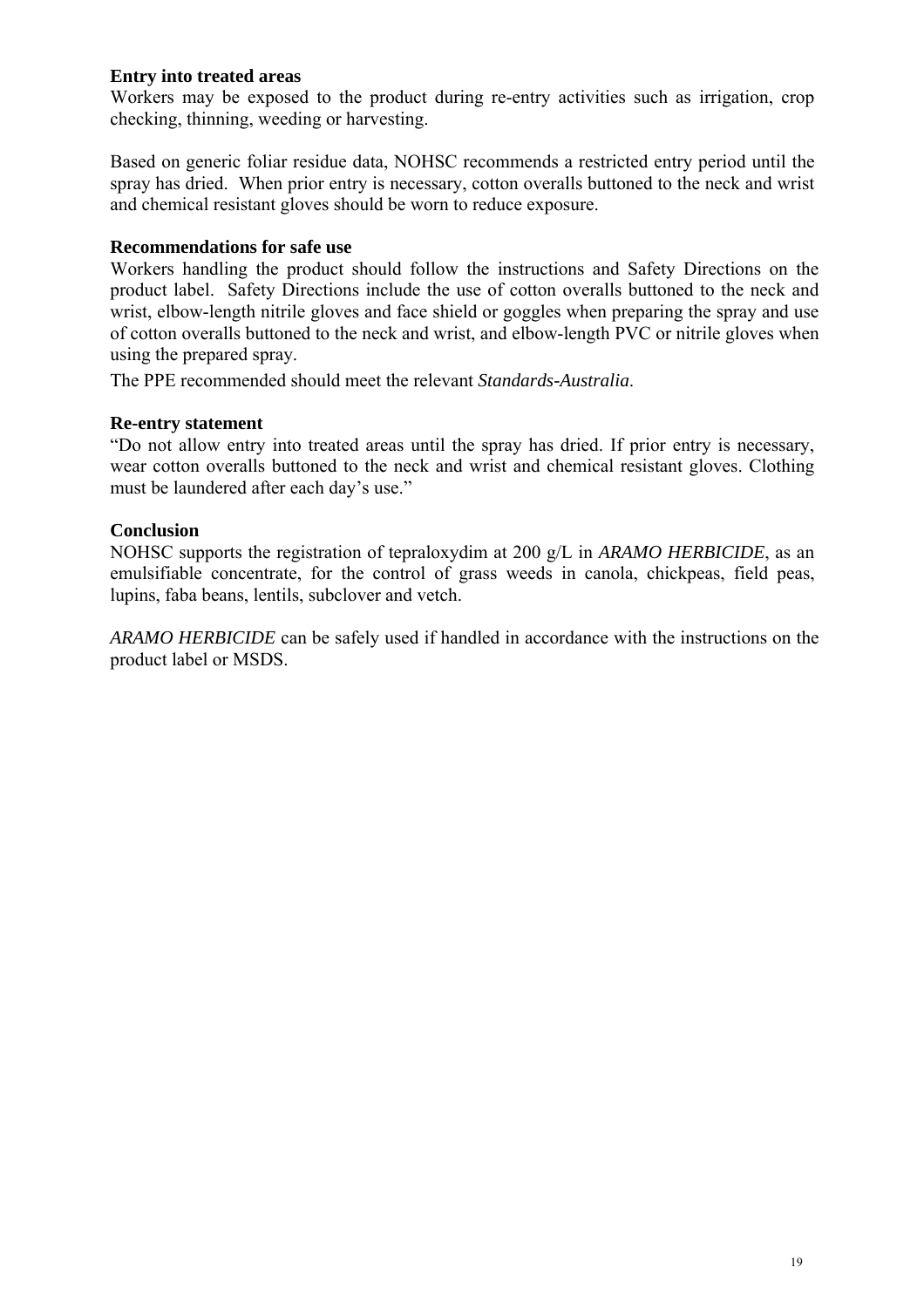**Entry into treated areas**

Workers may be exposed to the product during re-entry activities such as irrigation, crop checking, thinning, weeding or harvesting.

Based on generic foliar residue data, NOHSC recommends a restricted entry period until the spray has dried. When prior entry is necessary, cotton overalls buttoned to the neck and wrist and chemical resistant gloves should be worn to reduce exposure.

**Recommendations for safe use**

Workers handling the product should follow the instructions and Safety Directions on the product label. Safety Directions include the use of cotton overalls buttoned to the neck and wrist, elbow-length nitrile gloves and face shield or goggles when preparing the spray and use of cotton overalls buttoned to the neck and wrist, and elbow-length PVC or nitrile gloves when using the prepared spray.

The PPE recommended should meet the relevant *Standards-Australia*.

**Re-entry statement**

"Do not allow entry into treated areas until the spray has dried. If prior entry is necessary, wear cotton overalls buttoned to the neck and wrist and chemical resistant gloves. Clothing must be laundered after each day's use."

**Conclusion**

NOHSC supports the registration of tepraloxydim at 200 g/L in *ARAMO HERBICIDE*, as an emulsifiable concentrate, for the control of grass weeds in canola, chickpeas, field peas, lupins, faba beans, lentils, subclover and vetch.

*ARAMO HERBICIDE* can be safely used if handled in accordance with the instructions on the product label or MSDS.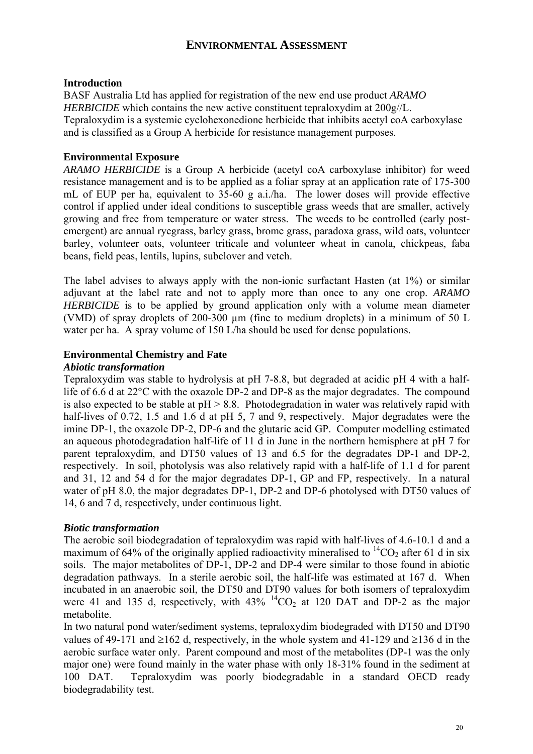# ENVIRONMENTAL ASSESSMENT

**Introduction**

BASF Australia Ltd has applied for registration of the new end use product *ARAMO HERBICIDE* which contains the new active constituent tepraloxydim at 200g//L. Tepraloxydim is a systemic cyclohexonedione herbicide that inhibits acetyl coA carboxylase and is classified as a Group A herbicide for resistance management purposes.

**Environmental Exposure**

*ARAMO HERBICIDE* is a Group A herbicide (acetyl coA carboxylase inhibitor) for weed resistance management and is to be applied as a foliar spray at an application rate of 175-300 mL of EUP per ha, equivalent to 35-60 g a.i./ha. The lower doses will provide effective control if applied under ideal conditions to susceptible grass weeds that are smaller, actively growing and free from temperature or water stress. The weeds to be controlled (early post-emergent) are annual ryegrass, barley grass, brome grass, paradoxa grass, wild oats, volunteer barley, volunteer oats, volunteer triticale and volunteer wheat in canola, chickpeas, faba beans, field peas, lentils, lupins, subclover and vetch.

The label advises to always apply with the non-ionic surfactant Hasten (at 1%) or similar adjuvant at the label rate and not to apply more than once to any one crop. *ARAMO HERBICIDE* is to be applied by ground application only with a volume mean diameter (VMD) of spray droplets of 200-300 μm (fine to medium droplets) in a minimum of 50 L water per ha. A spray volume of 150 L/ha should be used for dense populations.

**Environmental Chemistry and Fate**

***Abiotic transformation***

Tepraloxydim was stable to hydrolysis at pH 7-8.8, but degraded at acidic pH 4 with a half-life of 6.6 d at 22°C with the oxazole DP-2 and DP-8 as the major degradates. The compound is also expected to be stable at pH > 8.8. Photodegradation in water was relatively rapid with half-lives of 0.72, 1.5 and 1.6 d at pH 5, 7 and 9, respectively. Major degradates were the imine DP-1, the oxazole DP-2, DP-6 and the glutaric acid GP. Computer modelling estimated an aqueous photodegradation half-life of 11 d in June in the northern hemisphere at pH 7 for parent tepraloxydim, and DT50 values of 13 and 6.5 for the degradates DP-1 and DP-2, respectively. In soil, photolysis was also relatively rapid with a half-life of 1.1 d for parent and 31, 12 and 54 d for the major degradates DP-1, GP and FP, respectively. In a natural water of pH 8.0, the major degradates DP-1, DP-2 and DP-6 photolysed with DT50 values of 14, 6 and 7 d, respectively, under continuous light.

***Biotic transformation***

The aerobic soil biodegradation of tepraloxydim was rapid with half-lives of 4.6-10.1 d and a maximum of 64% of the originally applied radioactivity mineralised to $^{14}CO_2$ after 61 d in six soils. The major metabolites of DP-1, DP-2 and DP-4 were similar to those found in abiotic degradation pathways. In a sterile aerobic soil, the half-life was estimated at 167 d. When incubated in an anaerobic soil, the DT50 and DT90 values for both isomers of tepraloxydim were 41 and 135 d, respectively, with 43% $^{14}CO_2$ at 120 DAT and DP-2 as the major metabolite.

In two natural pond water/sediment systems, tepraloxydim biodegraded with DT50 and DT90 values of 49-171 and ≥162 d, respectively, in the whole system and 41-129 and ≥136 d in the aerobic surface water only. Parent compound and most of the metabolites (DP-1 was the only major one) were found mainly in the water phase with only 18-31% found in the sediment at 100 DAT. Tepraloxydim was poorly biodegradable in a standard OECD ready biodegradability test.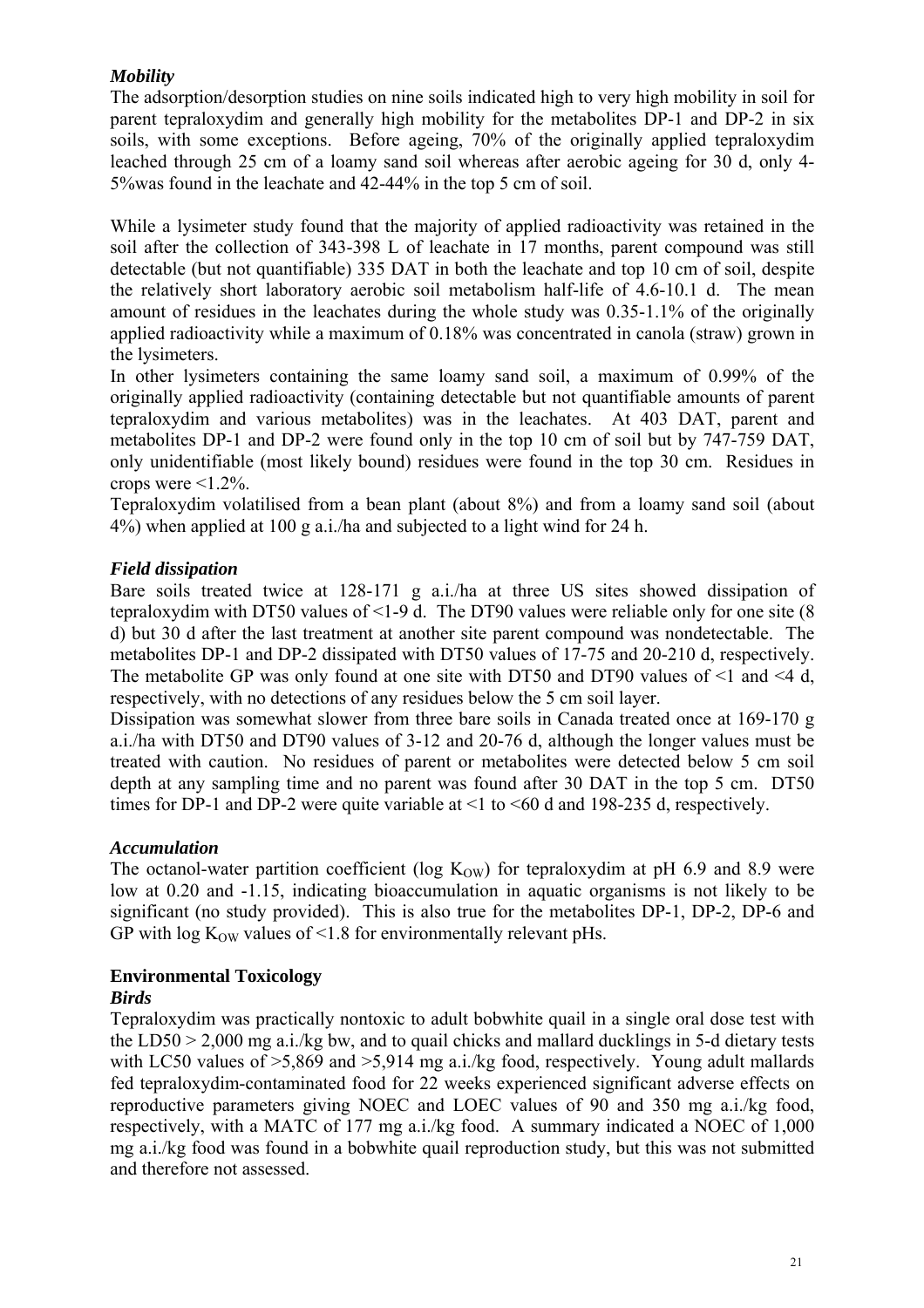### *Mobility*

The adsorption/desorption studies on nine soils indicated high to very high mobility in soil for parent tepraloxydim and generally high mobility for the metabolites DP-1 and DP-2 in six soils, with some exceptions. Before ageing, 70% of the originally applied tepraloxydim leached through 25 cm of a loamy sand soil whereas after aerobic ageing for 30 d, only 4-5%was found in the leachate and 42-44% in the top 5 cm of soil.

While a lysimeter study found that the majority of applied radioactivity was retained in the soil after the collection of 343-398 L of leachate in 17 months, parent compound was still detectable (but not quantifiable) 335 DAT in both the leachate and top 10 cm of soil, despite the relatively short laboratory aerobic soil metabolism half-life of 4.6-10.1 d. The mean amount of residues in the leachates during the whole study was 0.35-1.1% of the originally applied radioactivity while a maximum of 0.18% was concentrated in canola (straw) grown in the lysimeters.

In other lysimeters containing the same loamy sand soil, a maximum of 0.99% of the originally applied radioactivity (containing detectable but not quantifiable amounts of parent tepraloxydim and various metabolites) was in the leachates. At 403 DAT, parent and metabolites DP-1 and DP-2 were found only in the top 10 cm of soil but by 747-759 DAT, only unidentifiable (most likely bound) residues were found in the top 30 cm. Residues in crops were <1.2%.

Tepraloxydim volatilised from a bean plant (about 8%) and from a loamy sand soil (about 4%) when applied at 100 g a.i./ha and subjected to a light wind for 24 h.

### *Field dissipation*

Bare soils treated twice at 128-171 g a.i./ha at three US sites showed dissipation of tepraloxydim with DT50 values of <1-9 d. The DT90 values were reliable only for one site (8 d) but 30 d after the last treatment at another site parent compound was nondetectable. The metabolites DP-1 and DP-2 dissipated with DT50 values of 17-75 and 20-210 d, respectively. The metabolite GP was only found at one site with DT50 and DT90 values of <1 and <4 d, respectively, with no detections of any residues below the 5 cm soil layer.

Dissipation was somewhat slower from three bare soils in Canada treated once at 169-170 g a.i./ha with DT50 and DT90 values of 3-12 and 20-76 d, although the longer values must be treated with caution. No residues of parent or metabolites were detected below 5 cm soil depth at any sampling time and no parent was found after 30 DAT in the top 5 cm. DT50 times for DP-1 and DP-2 were quite variable at <1 to <60 d and 198-235 d, respectively.

### *Accumulation*

The octanol-water partition coefficient (log $K_{OW}$) for tepraloxydim at pH 6.9 and 8.9 were low at 0.20 and -1.15, indicating bioaccumulation in aquatic organisms is not likely to be significant (no study provided). This is also true for the metabolites DP-1, DP-2, DP-6 and GP with log $K_{OW}$ values of <1.8 for environmentally relevant pHs.

## **Environmental Toxicology**

### *Birds*

Tepraloxydim was practically nontoxic to adult bobwhite quail in a single oral dose test with the LD50 > 2,000 mg a.i./kg bw, and to quail chicks and mallard ducklings in 5-d dietary tests with LC50 values of >5,869 and >5,914 mg a.i./kg food, respectively. Young adult mallards fed tepraloxydim-contaminated food for 22 weeks experienced significant adverse effects on reproductive parameters giving NOEC and LOEC values of 90 and 350 mg a.i./kg food, respectively, with a MATC of 177 mg a.i./kg food. A summary indicated a NOEC of 1,000 mg a.i./kg food was found in a bobwhite quail reproduction study, but this was not submitted and therefore not assessed.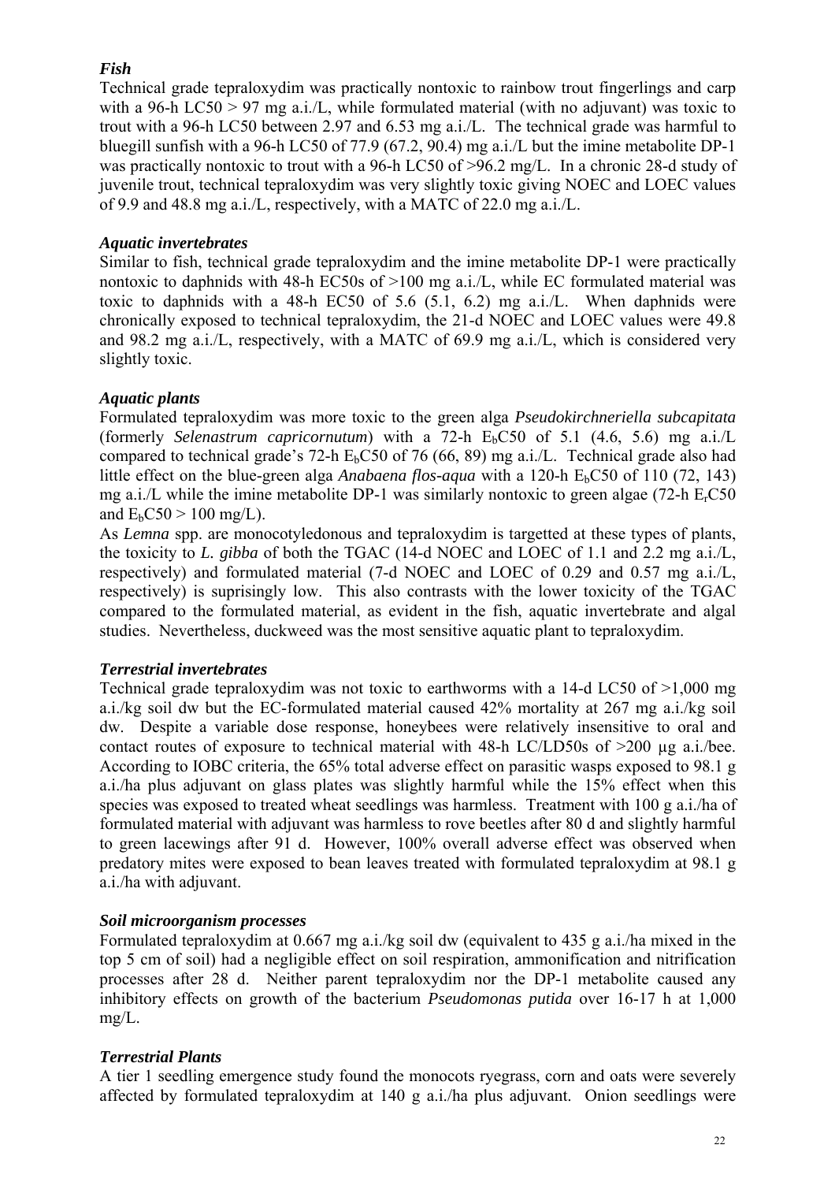### *Fish*

Technical grade tepraloxydim was practically nontoxic to rainbow trout fingerlings and carp with a 96-h LC50 > 97 mg a.i./L, while formulated material (with no adjuvant) was toxic to trout with a 96-h LC50 between 2.97 and 6.53 mg a.i./L. The technical grade was harmful to bluegill sunfish with a 96-h LC50 of 77.9 (67.2, 90.4) mg a.i./L but the imine metabolite DP-1 was practically nontoxic to trout with a 96-h LC50 of >96.2 mg/L. In a chronic 28-d study of juvenile trout, technical tepraloxydim was very slightly toxic giving NOEC and LOEC values of 9.9 and 48.8 mg a.i./L, respectively, with a MATC of 22.0 mg a.i./L.

### *Aquatic invertebrates*

Similar to fish, technical grade tepraloxydim and the imine metabolite DP-1 were practically nontoxic to daphnids with 48-h EC50s of >100 mg a.i./L, while EC formulated material was toxic to daphnids with a 48-h EC50 of 5.6 (5.1, 6.2) mg a.i./L. When daphnids were chronically exposed to technical tepraloxydim, the 21-d NOEC and LOEC values were 49.8 and 98.2 mg a.i./L, respectively, with a MATC of 69.9 mg a.i./L, which is considered very slightly toxic.

### *Aquatic plants*

Formulated tepraloxydim was more toxic to the green alga *Pseudokirchneriella subcapitata* (formerly *Selenastrum capricornutum*) with a 72-h $E_bC50$ of 5.1 (4.6, 5.6) mg a.i./L compared to technical grade's 72-h $E_bC50$ of 76 (66, 89) mg a.i./L. Technical grade also had little effect on the blue-green alga *Anabaena flos-aqua* with a 120-h $E_bC50$ of 110 (72, 143) mg a.i./L while the imine metabolite DP-1 was similarly nontoxic to green algae (72-h $E_rC50$ and $E_bC50$ > 100 mg/L).

As *Lemna* spp. are monocotyledonous and tepraloxydim is targetted at these types of plants, the toxicity to *L. gibba* of both the TGAC (14-d NOEC and LOEC of 1.1 and 2.2 mg a.i./L, respectively) and formulated material (7-d NOEC and LOEC of 0.29 and 0.57 mg a.i./L, respectively) is suprisingly low. This also contrasts with the lower toxicity of the TGAC compared to the formulated material, as evident in the fish, aquatic invertebrate and algal studies. Nevertheless, duckweed was the most sensitive aquatic plant to tepraloxydim.

### *Terrestrial invertebrates*

Technical grade tepraloxydim was not toxic to earthworms with a 14-d LC50 of >1,000 mg a.i./kg soil dw but the EC-formulated material caused 42% mortality at 267 mg a.i./kg soil dw. Despite a variable dose response, honeybees were relatively insensitive to oral and contact routes of exposure to technical material with 48-h LC/LD50s of >200 µg a.i./bee. According to IOBC criteria, the 65% total adverse effect on parasitic wasps exposed to 98.1 g a.i./ha plus adjuvant on glass plates was slightly harmful while the 15% effect when this species was exposed to treated wheat seedlings was harmless. Treatment with 100 g a.i./ha of formulated material with adjuvant was harmless to rove beetles after 80 d and slightly harmful to green lacewings after 91 d. However, 100% overall adverse effect was observed when predatory mites were exposed to bean leaves treated with formulated tepraloxydim at 98.1 g a.i./ha with adjuvant.

### *Soil microorganism processes*

Formulated tepraloxydim at 0.667 mg a.i./kg soil dw (equivalent to 435 g a.i./ha mixed in the top 5 cm of soil) had a negligible effect on soil respiration, ammonification and nitrification processes after 28 d. Neither parent tepraloxydim nor the DP-1 metabolite caused any inhibitory effects on growth of the bacterium *Pseudomonas putida* over 16-17 h at 1,000 mg/L.

### *Terrestrial Plants*

A tier 1 seedling emergence study found the monocots ryegrass, corn and oats were severely affected by formulated tepraloxydim at 140 g a.i./ha plus adjuvant. Onion seedlings were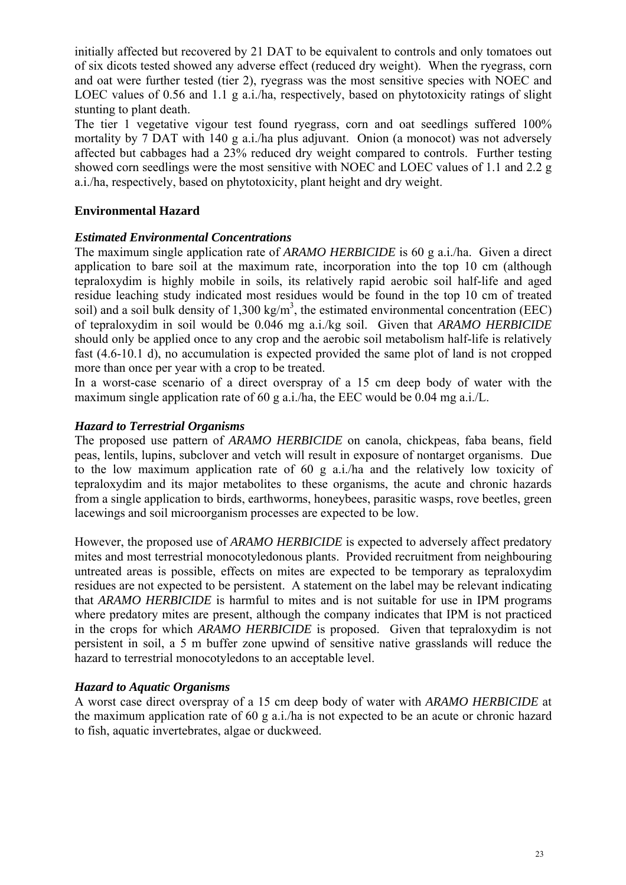initially affected but recovered by 21 DAT to be equivalent to controls and only tomatoes out of six dicots tested showed any adverse effect (reduced dry weight). When the ryegrass, corn and oat were further tested (tier 2), ryegrass was the most sensitive species with NOEC and LOEC values of 0.56 and 1.1 g a.i./ha, respectively, based on phytotoxicity ratings of slight stunting to plant death.

The tier 1 vegetative vigour test found ryegrass, corn and oat seedlings suffered 100% mortality by 7 DAT with 140 g a.i./ha plus adjuvant. Onion (a monocot) was not adversely affected but cabbages had a 23% reduced dry weight compared to controls. Further testing showed corn seedlings were the most sensitive with NOEC and LOEC values of 1.1 and 2.2 g a.i./ha, respectively, based on phytotoxicity, plant height and dry weight.

## Environmental Hazard

### *Estimated Environmental Concentrations*

The maximum single application rate of *ARAMO HERBICIDE* is 60 g a.i./ha. Given a direct application to bare soil at the maximum rate, incorporation into the top 10 cm (although tepraloxydim is highly mobile in soils, its relatively rapid aerobic soil half-life and aged residue leaching study indicated most residues would be found in the top 10 cm of treated soil) and a soil bulk density of 1,300 kg/$m^3$, the estimated environmental concentration (EEC) of tepraloxydim in soil would be 0.046 mg a.i./kg soil. Given that *ARAMO HERBICIDE* should only be applied once to any crop and the aerobic soil metabolism half-life is relatively fast (4.6-10.1 d), no accumulation is expected provided the same plot of land is not cropped more than once per year with a crop to be treated.

In a worst-case scenario of a direct overspray of a 15 cm deep body of water with the maximum single application rate of 60 g a.i./ha, the EEC would be 0.04 mg a.i./L.

### *Hazard to Terrestrial Organisms*

The proposed use pattern of *ARAMO HERBICIDE* on canola, chickpeas, faba beans, field peas, lentils, lupins, subclover and vetch will result in exposure of nontarget organisms. Due to the low maximum application rate of 60 g a.i./ha and the relatively low toxicity of tepraloxydim and its major metabolites to these organisms, the acute and chronic hazards from a single application to birds, earthworms, honeybees, parasitic wasps, rove beetles, green lacewings and soil microorganism processes are expected to be low.

However, the proposed use of *ARAMO HERBICIDE* is expected to adversely affect predatory mites and most terrestrial monocotyledonous plants. Provided recruitment from neighbouring untreated areas is possible, effects on mites are expected to be temporary as tepraloxydim residues are not expected to be persistent. A statement on the label may be relevant indicating that *ARAMO HERBICIDE* is harmful to mites and is not suitable for use in IPM programs where predatory mites are present, although the company indicates that IPM is not practiced in the crops for which *ARAMO HERBICIDE* is proposed. Given that tepraloxydim is not persistent in soil, a 5 m buffer zone upwind of sensitive native grasslands will reduce the hazard to terrestrial monocotyledons to an acceptable level.

### *Hazard to Aquatic Organisms*

A worst case direct overspray of a 15 cm deep body of water with *ARAMO HERBICIDE* at the maximum application rate of 60 g a.i./ha is not expected to be an acute or chronic hazard to fish, aquatic invertebrates, algae or duckweed.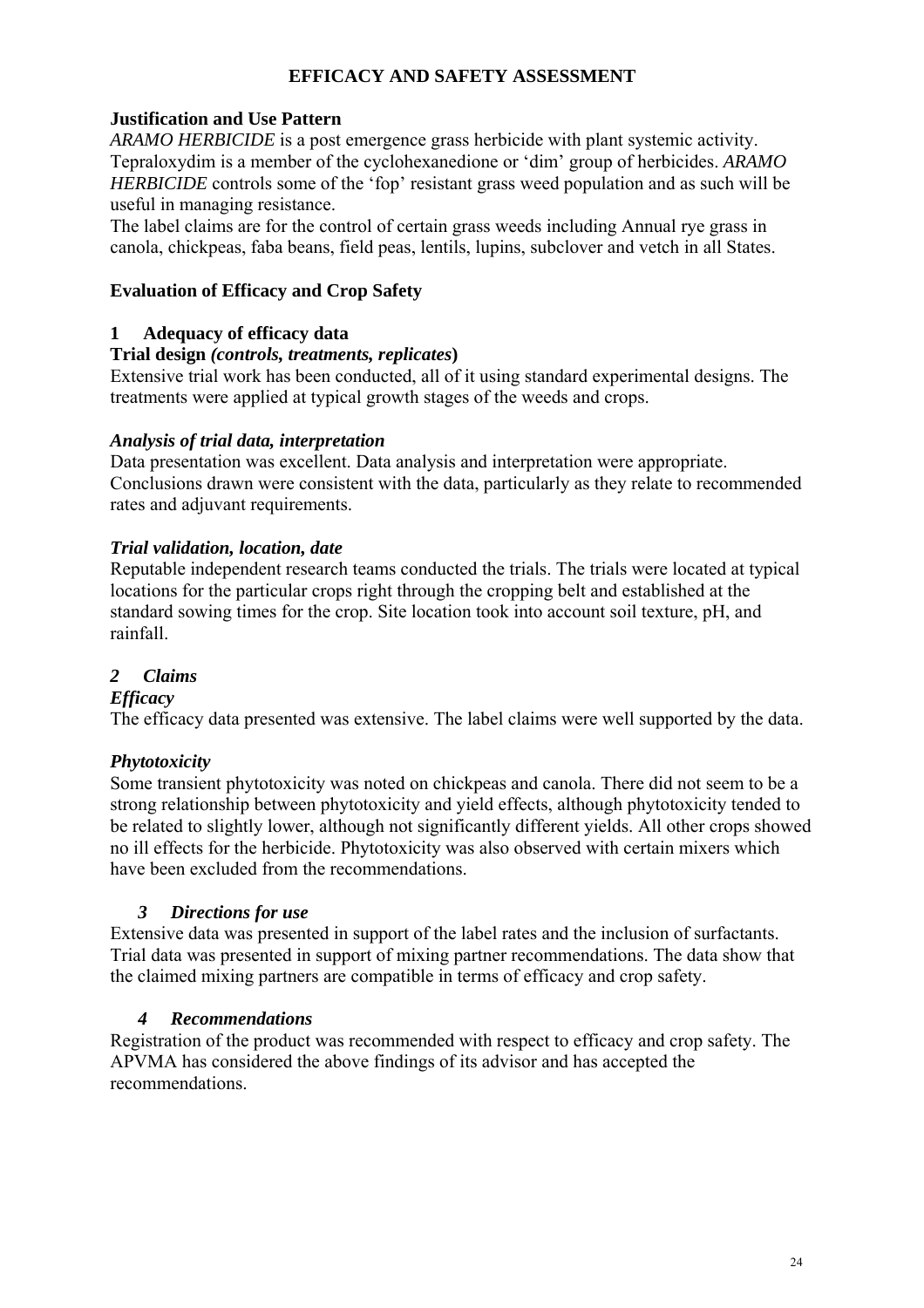# EFFICACY AND SAFETY ASSESSMENT

## Justification and Use Pattern

*ARAMO HERBICIDE* is a post emergence grass herbicide with plant systemic activity. Tepraloxydim is a member of the cyclohexanedione or 'dim' group of herbicides. *ARAMO HERBICIDE* controls some of the 'fop' resistant grass weed population and as such will be useful in managing resistance.

The label claims are for the control of certain grass weeds including Annual rye grass in canola, chickpeas, faba beans, field peas, lentils, lupins, subclover and vetch in all States.

## Evaluation of Efficacy and Crop Safety

### 1 Adequacy of efficacy data

**Trial design *(controls, treatments, replicates*)**

Extensive trial work has been conducted, all of it using standard experimental designs. The treatments were applied at typical growth stages of the weeds and crops.

***Analysis of trial data, interpretation***

Data presentation was excellent. Data analysis and interpretation were appropriate. Conclusions drawn were consistent with the data, particularly as they relate to recommended rates and adjuvant requirements.

***Trial validation, location, date***

Reputable independent research teams conducted the trials. The trials were located at typical locations for the particular crops right through the cropping belt and established at the standard sowing times for the crop. Site location took into account soil texture, pH, and rainfall.

### *2 Claims*

***Efficacy***

The efficacy data presented was extensive. The label claims were well supported by the data.

***Phytotoxicity***

Some transient phytotoxicity was noted on chickpeas and canola. There did not seem to be a strong relationship between phytotoxicity and yield effects, although phytotoxicity tended to be related to slightly lower, although not significantly different yields. All other crops showed no ill effects for the herbicide. Phytotoxicity was also observed with certain mixers which have been excluded from the recommendations.

### *3 Directions for use*

Extensive data was presented in support of the label rates and the inclusion of surfactants. Trial data was presented in support of mixing partner recommendations. The data show that the claimed mixing partners are compatible in terms of efficacy and crop safety.

### *4 Recommendations*

Registration of the product was recommended with respect to efficacy and crop safety. The APVMA has considered the above findings of its advisor and has accepted the recommendations.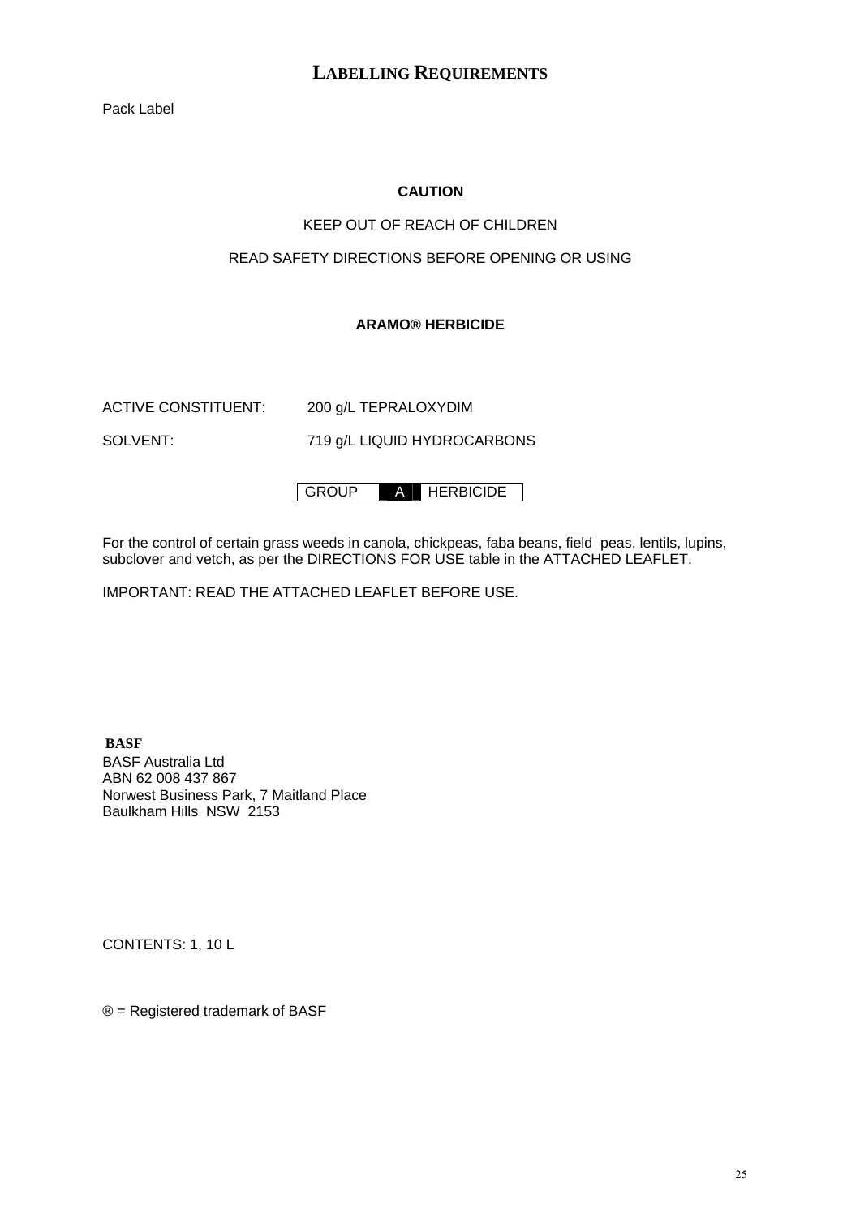## LABELLING REQUIREMENTS

Pack Label

**CAUTION**

KEEP OUT OF REACH OF CHILDREN

READ SAFETY DIRECTIONS BEFORE OPENING OR USING

**ARAMO® HERBICIDE**

ACTIVE CONSTITUENT: 200 g/L TEPRALOXYDIM

SOLVENT: 719 g/L LIQUID HYDROCARBONS

| GROUP | A | HERBICIDE |
|---|---|---|

For the control of certain grass weeds in canola, chickpeas, faba beans, field peas, lentils, lupins, subclover and vetch, as per the DIRECTIONS FOR USE table in the ATTACHED LEAFLET.

IMPORTANT: READ THE ATTACHED LEAFLET BEFORE USE.

**BASF**

BASF Australia Ltd
ABN 62 008 437 867
Norwest Business Park, 7 Maitland Place
Baulkham Hills NSW 2153

CONTENTS: 1, 10 L

® = Registered trademark of BASF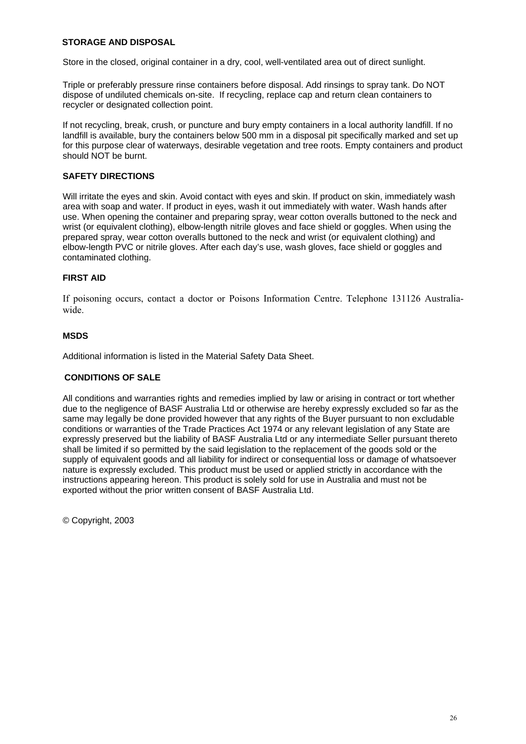## STORAGE AND DISPOSAL

Store in the closed, original container in a dry, cool, well-ventilated area out of direct sunlight.

Triple or preferably pressure rinse containers before disposal. Add rinsings to spray tank. Do NOT dispose of undiluted chemicals on-site. If recycling, replace cap and return clean containers to recycler or designated collection point.

If not recycling, break, crush, or puncture and bury empty containers in a local authority landfill. If no landfill is available, bury the containers below 500 mm in a disposal pit specifically marked and set up for this purpose clear of waterways, desirable vegetation and tree roots. Empty containers and product should NOT be burnt.

## SAFETY DIRECTIONS

Will irritate the eyes and skin. Avoid contact with eyes and skin. If product on skin, immediately wash area with soap and water. If product in eyes, wash it out immediately with water. Wash hands after use. When opening the container and preparing spray, wear cotton overalls buttoned to the neck and wrist (or equivalent clothing), elbow-length nitrile gloves and face shield or goggles. When using the prepared spray, wear cotton overalls buttoned to the neck and wrist (or equivalent clothing) and elbow-length PVC or nitrile gloves. After each day's use, wash gloves, face shield or goggles and contaminated clothing.

## FIRST AID

If poisoning occurs, contact a doctor or Poisons Information Centre. Telephone 131126 Australia-wide.

## MSDS

Additional information is listed in the Material Safety Data Sheet.

## CONDITIONS OF SALE

All conditions and warranties rights and remedies implied by law or arising in contract or tort whether due to the negligence of BASF Australia Ltd or otherwise are hereby expressly excluded so far as the same may legally be done provided however that any rights of the Buyer pursuant to non excludable conditions or warranties of the Trade Practices Act 1974 or any relevant legislation of any State are expressly preserved but the liability of BASF Australia Ltd or any intermediate Seller pursuant thereto shall be limited if so permitted by the said legislation to the replacement of the goods sold or the supply of equivalent goods and all liability for indirect or consequential loss or damage of whatsoever nature is expressly excluded. This product must be used or applied strictly in accordance with the instructions appearing hereon. This product is solely sold for use in Australia and must not be exported without the prior written consent of BASF Australia Ltd.

© Copyright, 2003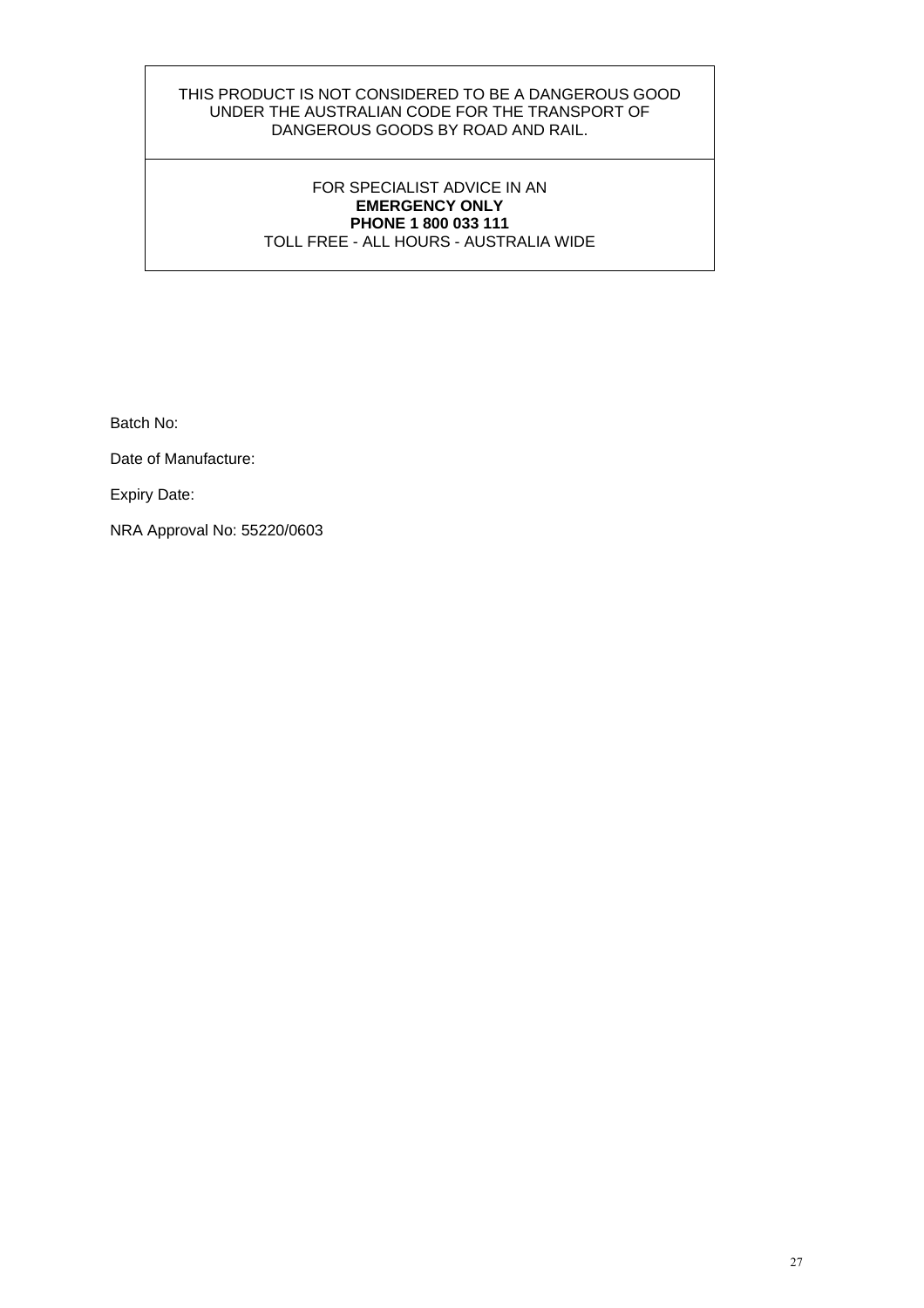| THIS PRODUCT IS NOT CONSIDERED TO BE A DANGEROUS GOOD UNDER THE AUSTRALIAN CODE FOR THE TRANSPORT OF DANGEROUS GOODS BY ROAD AND RAIL. |
| --- |
| FOR SPECIALIST ADVICE IN AN **EMERGENCY ONLY** **PHONE 1 800 033 111** TOLL FREE - ALL HOURS - AUSTRALIA WIDE |

Batch No:

Date of Manufacture:

Expiry Date:

NRA Approval No: 55220/0603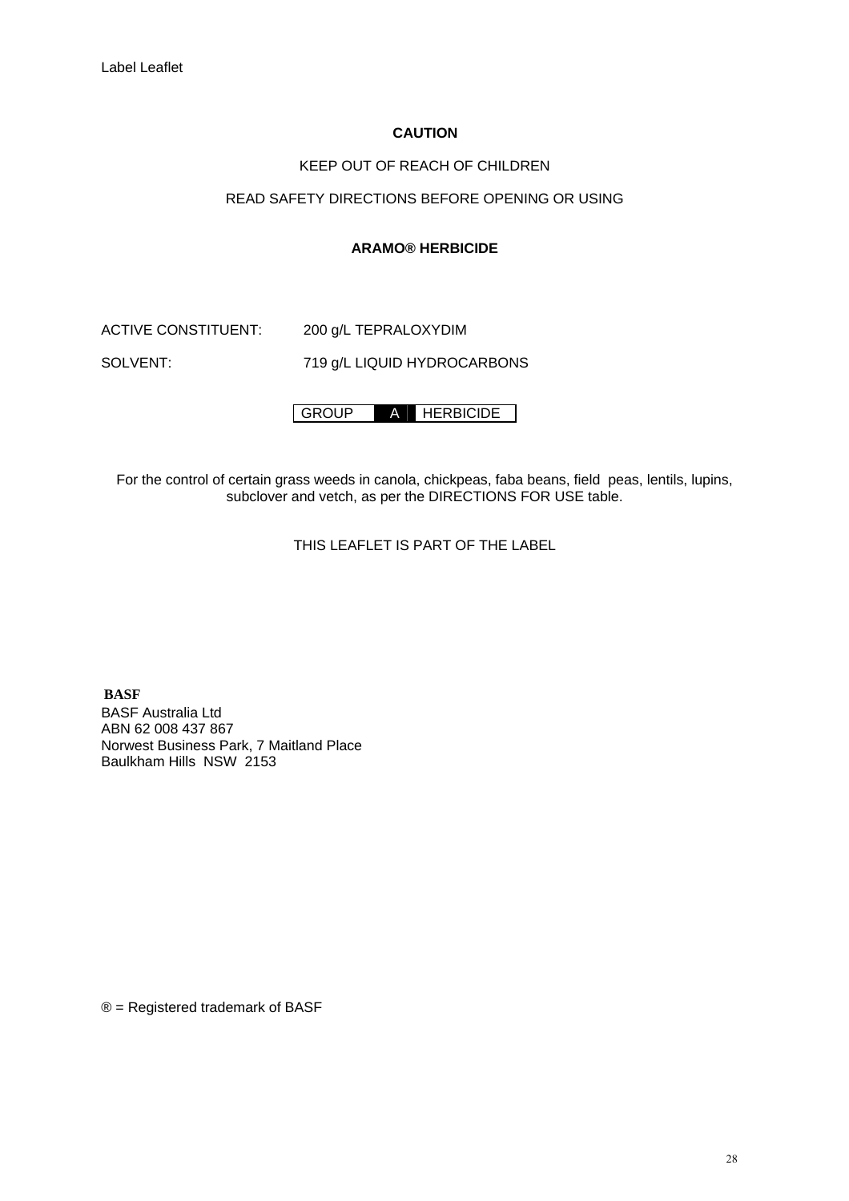Label Leaflet

**CAUTION**

KEEP OUT OF REACH OF CHILDREN

READ SAFETY DIRECTIONS BEFORE OPENING OR USING

**ARAMO® HERBICIDE**

ACTIVE CONSTITUENT: 200 g/L TEPRALOXYDIM

SOLVENT: 719 g/L LIQUID HYDROCARBONS

| GROUP | A | HERBICIDE |
|---|---|---|

For the control of certain grass weeds in canola, chickpeas, faba beans, field peas, lentils, lupins, subclover and vetch, as per the DIRECTIONS FOR USE table.

THIS LEAFLET IS PART OF THE LABEL

**BASF**
BASF Australia Ltd
ABN 62 008 437 867
Norwest Business Park, 7 Maitland Place
Baulkham Hills NSW 2153

® = Registered trademark of BASF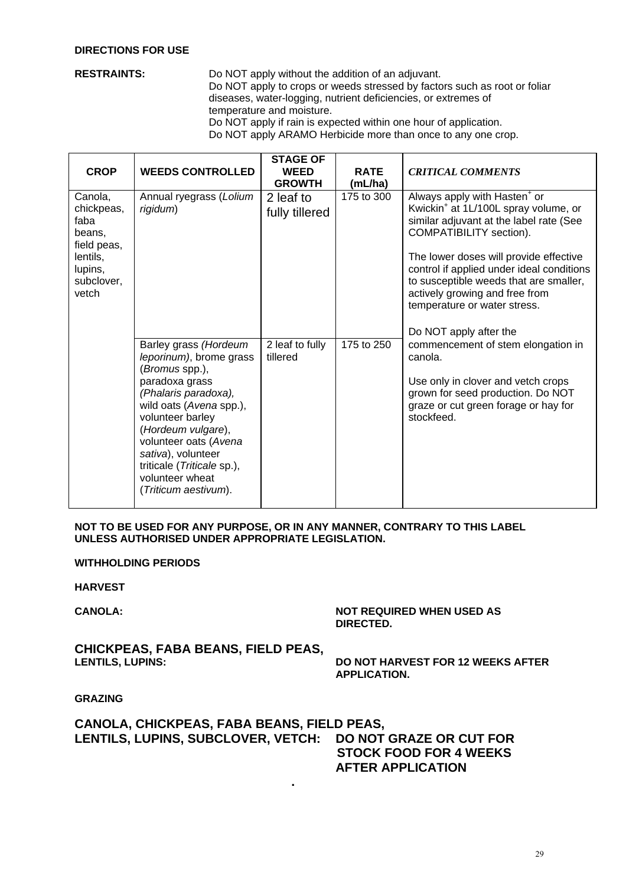**DIRECTIONS FOR USE**

**RESTRAINTS:** Do NOT apply without the addition of an adjuvant.
Do NOT apply to crops or weeds stressed by factors such as root or foliar diseases, water-logging, nutrient deficiencies, or extremes of temperature and moisture.
Do NOT apply if rain is expected within one hour of application.
Do NOT apply ARAMO Herbicide more than once to any one crop.

| CROP | WEEDS CONTROLLED | STAGE OF WEED GROWTH | RATE (mL/ha) | *CRITICAL COMMENTS* |
|---|---|---|---|---|
| Canola, chickpeas, faba beans, field peas, lentils, lupins, subclover, vetch | Annual ryegrass (*Lolium rigidum*) | 2 leaf to fully tillered | 175 to 300 | Always apply with Hasten[+] or Kwickin[+] at 1L/100L spray volume, or similar adjuvant at the label rate (See COMPATIBILITY section).<br><br>The lower doses will provide effective control if applied under ideal conditions to susceptible weeds that are smaller, actively growing and free from temperature or water stress.<br><br>Do NOT apply after the commencement of stem elongation in canola.<br><br>Use only in clover and vetch crops grown for seed production. Do NOT graze or cut green forage or hay for stockfeed. |
| | Barley grass *(Hordeum leporinum)*, brome grass (*Bromus* spp.), paradoxa grass *(Phalaris paradoxa),* wild oats (*Avena* spp.), volunteer barley (*Hordeum vulgare*), volunteer oats (*Avena sativa*), volunteer triticale (*Triticale* sp.), volunteer wheat (*Triticum aestivum*). | 2 leaf to fully tillered | 175 to 250 | |

**NOT TO BE USED FOR ANY PURPOSE, OR IN ANY MANNER, CONTRARY TO THIS LABEL UNLESS AUTHORISED UNDER APPROPRIATE LEGISLATION.**

**WITHHOLDING PERIODS**

**HARVEST**

**CANOLA:** **NOT REQUIRED WHEN USED AS DIRECTED.**

**CHICKPEAS, FABA BEANS, FIELD PEAS, LENTILS, LUPINS:** **DO NOT HARVEST FOR 12 WEEKS AFTER APPLICATION.**

**GRAZING**

**CANOLA, CHICKPEAS, FABA BEANS, FIELD PEAS, LENTILS, LUPINS, SUBCLOVER, VETCH:** **DO NOT GRAZE OR CUT FOR STOCK FOOD FOR 4 WEEKS AFTER APPLICATION**

.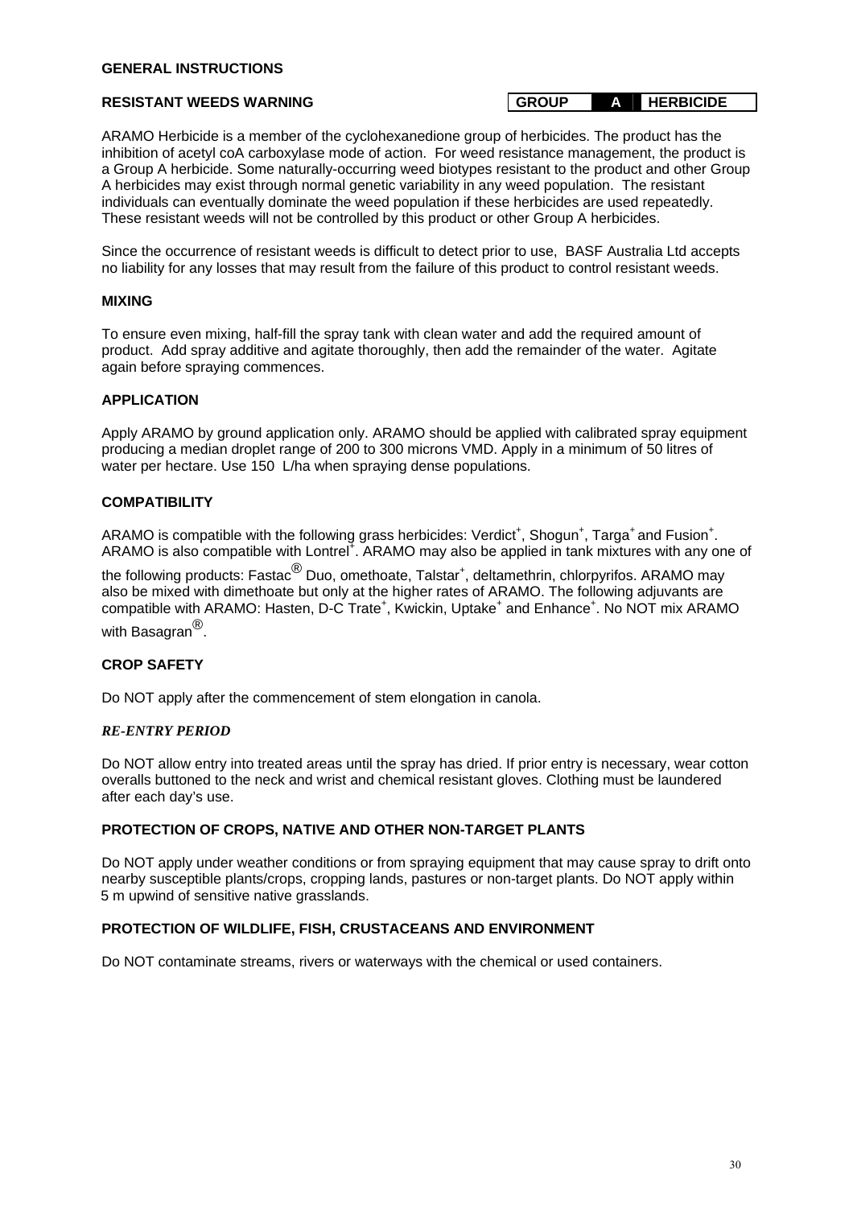## GENERAL INSTRUCTIONS

### RESISTANT WEEDS WARNING

| GROUP | A | HERBICIDE |
|---|---|---|

ARAMO Herbicide is a member of the cyclohexanedione group of herbicides. The product has the inhibition of acetyl coA carboxylase mode of action. For weed resistance management, the product is a Group A herbicide. Some naturally-occurring weed biotypes resistant to the product and other Group A herbicides may exist through normal genetic variability in any weed population. The resistant individuals can eventually dominate the weed population if these herbicides are used repeatedly. These resistant weeds will not be controlled by this product or other Group A herbicides.

Since the occurrence of resistant weeds is difficult to detect prior to use, BASF Australia Ltd accepts no liability for any losses that may result from the failure of this product to control resistant weeds.

### MIXING

To ensure even mixing, half-fill the spray tank with clean water and add the required amount of product. Add spray additive and agitate thoroughly, then add the remainder of the water. Agitate again before spraying commences.

### APPLICATION

Apply ARAMO by ground application only. ARAMO should be applied with calibrated spray equipment producing a median droplet range of 200 to 300 microns VMD. Apply in a minimum of 50 litres of water per hectare. Use 150 L/ha when spraying dense populations.

### COMPATIBILITY

ARAMO is compatible with the following grass herbicides: Verdict⁺, Shogun⁺, Targa⁺ and Fusion⁺. ARAMO is also compatible with Lontrel⁺. ARAMO may also be applied in tank mixtures with any one of the following products: Fastac® Duo, omethoate, Talstar⁺, deltamethrin, chlorpyrifos. ARAMO may also be mixed with dimethoate but only at the higher rates of ARAMO. The following adjuvants are compatible with ARAMO: Hasten, D-C Trate⁺, Kwickin, Uptake⁺ and Enhance⁺. No NOT mix ARAMO with Basagran®.

### CROP SAFETY

Do NOT apply after the commencement of stem elongation in canola.

### *RE-ENTRY PERIOD*

Do NOT allow entry into treated areas until the spray has dried. If prior entry is necessary, wear cotton overalls buttoned to the neck and wrist and chemical resistant gloves. Clothing must be laundered after each day's use.

### PROTECTION OF CROPS, NATIVE AND OTHER NON-TARGET PLANTS

Do NOT apply under weather conditions or from spraying equipment that may cause spray to drift onto nearby susceptible plants/crops, cropping lands, pastures or non-target plants. Do NOT apply within 5 m upwind of sensitive native grasslands.

### PROTECTION OF WILDLIFE, FISH, CRUSTACEANS AND ENVIRONMENT

Do NOT contaminate streams, rivers or waterways with the chemical or used containers.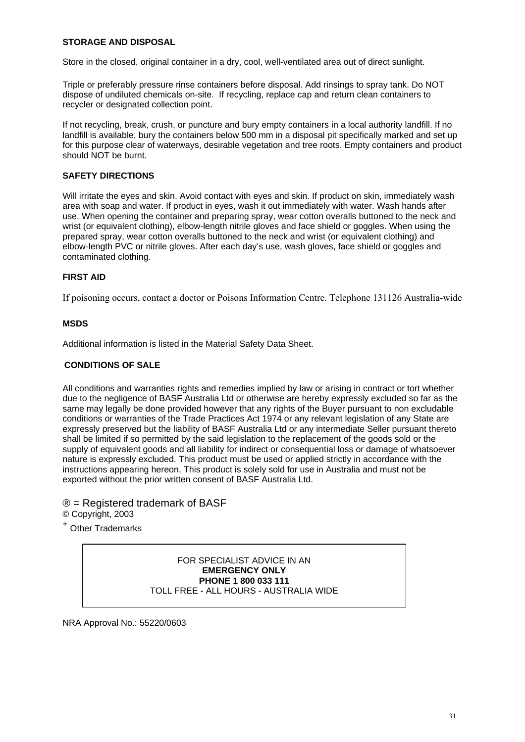**STORAGE AND DISPOSAL**

Store in the closed, original container in a dry, cool, well-ventilated area out of direct sunlight.

Triple or preferably pressure rinse containers before disposal. Add rinsings to spray tank. Do NOT dispose of undiluted chemicals on-site. If recycling, replace cap and return clean containers to recycler or designated collection point.

If not recycling, break, crush, or puncture and bury empty containers in a local authority landfill. If no landfill is available, bury the containers below 500 mm in a disposal pit specifically marked and set up for this purpose clear of waterways, desirable vegetation and tree roots. Empty containers and product should NOT be burnt.

**SAFETY DIRECTIONS**

Will irritate the eyes and skin. Avoid contact with eyes and skin. If product on skin, immediately wash area with soap and water. If product in eyes, wash it out immediately with water. Wash hands after use. When opening the container and preparing spray, wear cotton overalls buttoned to the neck and wrist (or equivalent clothing), elbow-length nitrile gloves and face shield or goggles. When using the prepared spray, wear cotton overalls buttoned to the neck and wrist (or equivalent clothing) and elbow-length PVC or nitrile gloves. After each day's use, wash gloves, face shield or goggles and contaminated clothing.

**FIRST AID**

If poisoning occurs, contact a doctor or Poisons Information Centre. Telephone 131126 Australia-wide

**MSDS**

Additional information is listed in the Material Safety Data Sheet.

**CONDITIONS OF SALE**

All conditions and warranties rights and remedies implied by law or arising in contract or tort whether due to the negligence of BASF Australia Ltd or otherwise are hereby expressly excluded so far as the same may legally be done provided however that any rights of the Buyer pursuant to non excludable conditions or warranties of the Trade Practices Act 1974 or any relevant legislation of any State are expressly preserved but the liability of BASF Australia Ltd or any intermediate Seller pursuant thereto shall be limited if so permitted by the said legislation to the replacement of the goods sold or the supply of equivalent goods and all liability for indirect or consequential loss or damage of whatsoever nature is expressly excluded. This product must be used or applied strictly in accordance with the instructions appearing hereon. This product is solely sold for use in Australia and must not be exported without the prior written consent of BASF Australia Ltd.

® = Registered trademark of BASF
© Copyright, 2003
+ Other Trademarks

FOR SPECIALIST ADVICE IN AN
**EMERGENCY ONLY**
**PHONE 1 800 033 111**
TOLL FREE - ALL HOURS - AUSTRALIA WIDE

NRA Approval No.: 55220/0603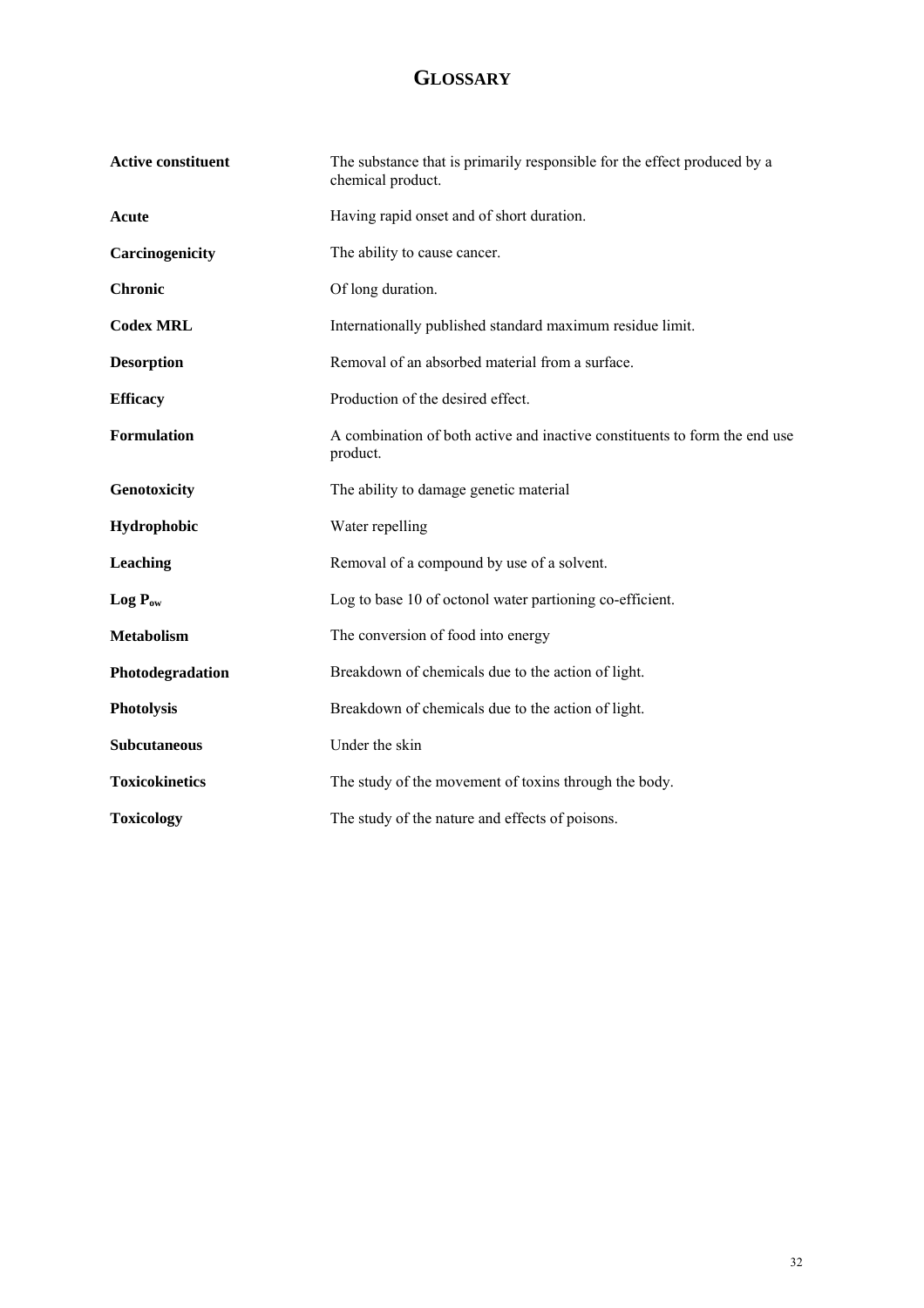# GLOSSARY

| | |
|---|---|
| **Active constituent** | The substance that is primarily responsible for the effect produced by a chemical product. |
| **Acute** | Having rapid onset and of short duration. |
| **Carcinogenicity** | The ability to cause cancer. |
| **Chronic** | Of long duration. |
| **Codex MRL** | Internationally published standard maximum residue limit. |
| **Desorption** | Removal of an absorbed material from a surface. |
| **Efficacy** | Production of the desired effect. |
| **Formulation** | A combination of both active and inactive constituents to form the end use product. |
| **Genotoxicity** | The ability to damage genetic material |
| **Hydrophobic** | Water repelling |
| **Leaching** | Removal of a compound by use of a solvent. |
| **Log $P_{ow}$** | Log to base 10 of octonol water partioning co-efficient. |
| **Metabolism** | The conversion of food into energy |
| **Photodegradation** | Breakdown of chemicals due to the action of light. |
| **Photolysis** | Breakdown of chemicals due to the action of light. |
| **Subcutaneous** | Under the skin |
| **Toxicokinetics** | The study of the movement of toxins through the body. |
| **Toxicology** | The study of the nature and effects of poisons. |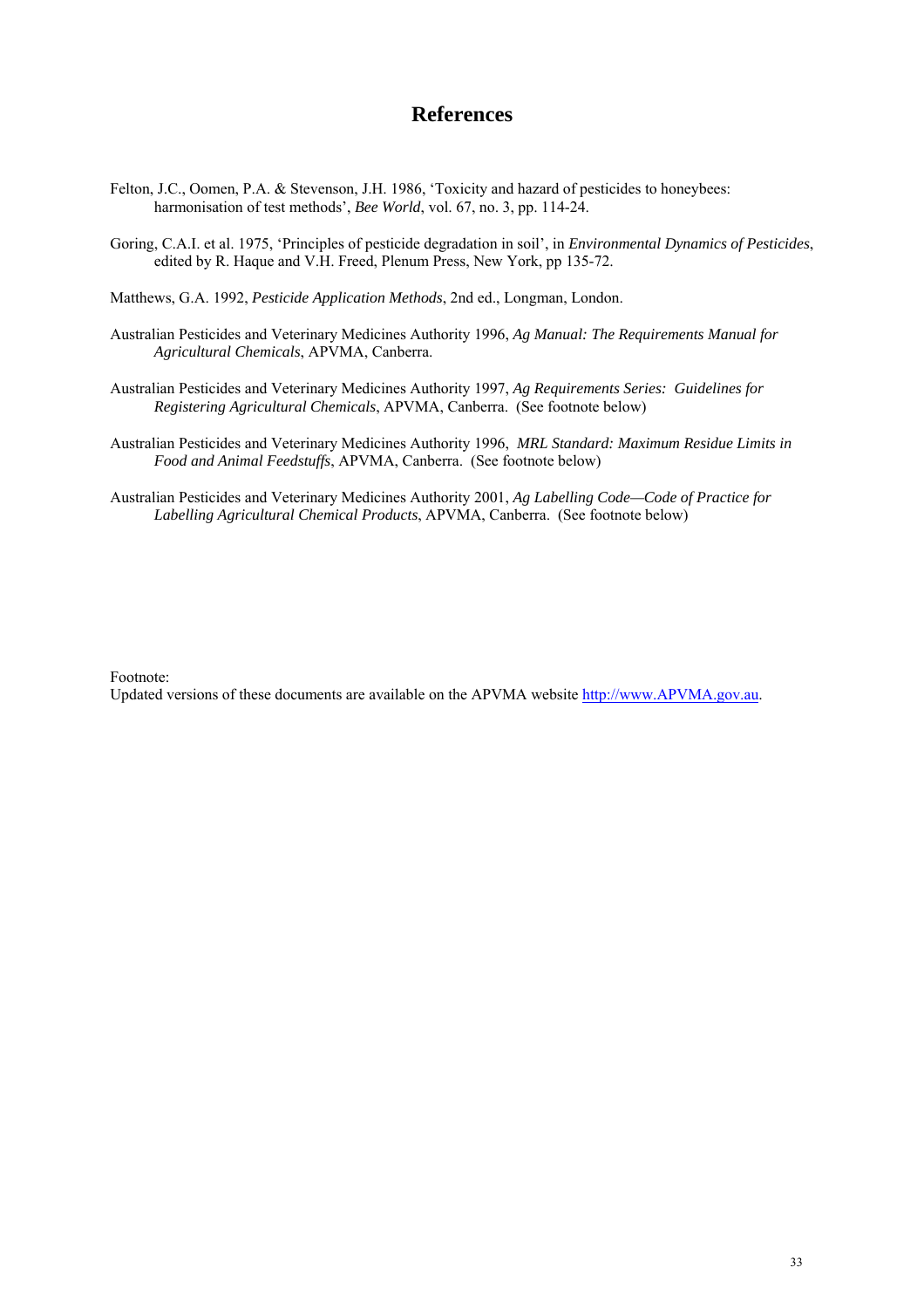# References

Felton, J.C., Oomen, P.A. & Stevenson, J.H. 1986, 'Toxicity and hazard of pesticides to honeybees: harmonisation of test methods', *Bee World*, vol. 67, no. 3, pp. 114-24.

Goring, C.A.I. et al. 1975, 'Principles of pesticide degradation in soil', in *Environmental Dynamics of Pesticides*, edited by R. Haque and V.H. Freed, Plenum Press, New York, pp 135-72.

Matthews, G.A. 1992, *Pesticide Application Methods*, 2nd ed., Longman, London.

Australian Pesticides and Veterinary Medicines Authority 1996, *Ag Manual: The Requirements Manual for Agricultural Chemicals*, APVMA, Canberra.

Australian Pesticides and Veterinary Medicines Authority 1997, *Ag Requirements Series: Guidelines for Registering Agricultural Chemicals*, APVMA, Canberra. (See footnote below)

Australian Pesticides and Veterinary Medicines Authority 1996, *MRL Standard: Maximum Residue Limits in Food and Animal Feedstuffs*, APVMA, Canberra. (See footnote below)

Australian Pesticides and Veterinary Medicines Authority 2001, *Ag Labelling Code—Code of Practice for Labelling Agricultural Chemical Products*, APVMA, Canberra. (See footnote below)

Footnote:
Updated versions of these documents are available on the APVMA website http://www.APVMA.gov.au.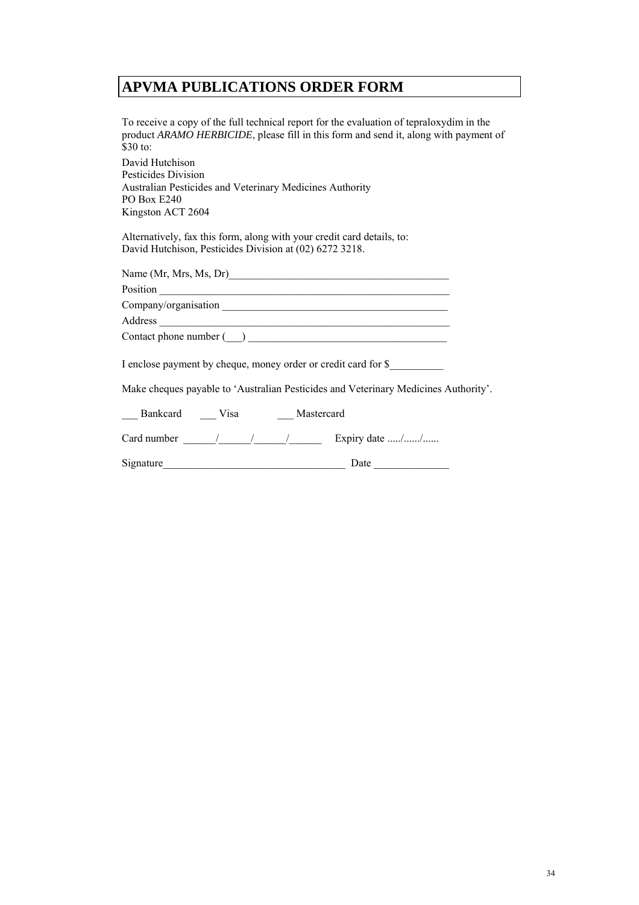# APVMA PUBLICATIONS ORDER FORM

To receive a copy of the full technical report for the evaluation of tepraloxydim in the product *ARAMO HERBICIDE*, please fill in this form and send it, along with payment of $30 to:

David Hutchison
Pesticides Division
Australian Pesticides and Veterinary Medicines Authority
PO Box E240
Kingston ACT 2604

Alternatively, fax this form, along with your credit card details, to:
David Hutchison, Pesticides Division at (02) 6272 3218.

Name (Mr, Mrs, Ms, Dr)__________________________________________

Position ________________________________________________________

Company/organisation ___________________________________________

Address ________________________________________________________

Contact phone number (___) _____________________________________

I enclose payment by cheque, money order or credit card for $__________

Make cheques payable to 'Australian Pesticides and Veterinary Medicines Authority'.

___ Bankcard ___ Visa ___ Mastercard

Card number ______/______/______/______ Expiry date ...../....../......

Signature_________________________________ Date ______________